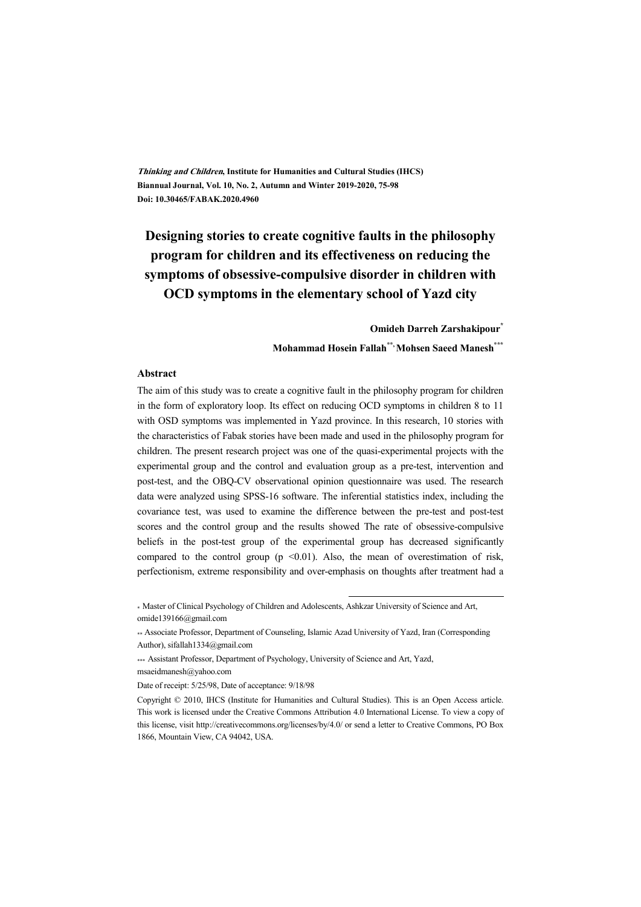*Thinking and Children*, **Institute for Humanities and Cultural Studies (IHCS)**
**Biannual Journal, Vol. 10, No. 2, Autumn and Winter 2019-2020, 75-98**
**Doi: 10.30465/FABAK.2020.4960**

# Designing stories to create cognitive faults in the philosophy program for children and its effectiveness on reducing the symptoms of obsessive-compulsive disorder in children with OCD symptoms in the elementary school of Yazd city

**Omideh Darreh Zarshakipour***

**Mohammad Hosein Fallah**, Mohsen Saeed Manesh*****

## Abstract

The aim of this study was to create a cognitive fault in the philosophy program for children in the form of exploratory loop. Its effect on reducing OCD symptoms in children 8 to 11 with OSD symptoms was implemented in Yazd province. In this research, 10 stories with the characteristics of Fabak stories have been made and used in the philosophy program for children. The present research project was one of the quasi-experimental projects with the experimental group and the control and evaluation group as a pre-test, intervention and post-test, and the OBQ-CV observational opinion questionnaire was used. The research data were analyzed using SPSS-16 software. The inferential statistics index, including the covariance test, was used to examine the difference between the pre-test and post-test scores and the control group and the results showed The rate of obsessive-compulsive beliefs in the post-test group of the experimental group has decreased significantly compared to the control group ($p < 0.01$). Also, the mean of overestimation of risk, perfectionism, extreme responsibility and over-emphasis on thoughts after treatment had a

---

\* Master of Clinical Psychology of Children and Adolescents, Ashkzar University of Science and Art, omide139166@gmail.com

\*\* Associate Professor, Department of Counseling, Islamic Azad University of Yazd, Iran (Corresponding Author), sifallah1334@gmail.com

\*\*\* Assistant Professor, Department of Psychology, University of Science and Art, Yazd, msaeidmanesh@yahoo.com

Date of receipt: 5/25/98, Date of acceptance: 9/18/98

Copyright © 2010, IHCS (Institute for Humanities and Cultural Studies). This is an Open Access article. This work is licensed under the Creative Commons Attribution 4.0 International License. To view a copy of this license, visit http://creativecommons.org/licenses/by/4.0/ or send a letter to Creative Commons, PO Box 1866, Mountain View, CA 94042, USA.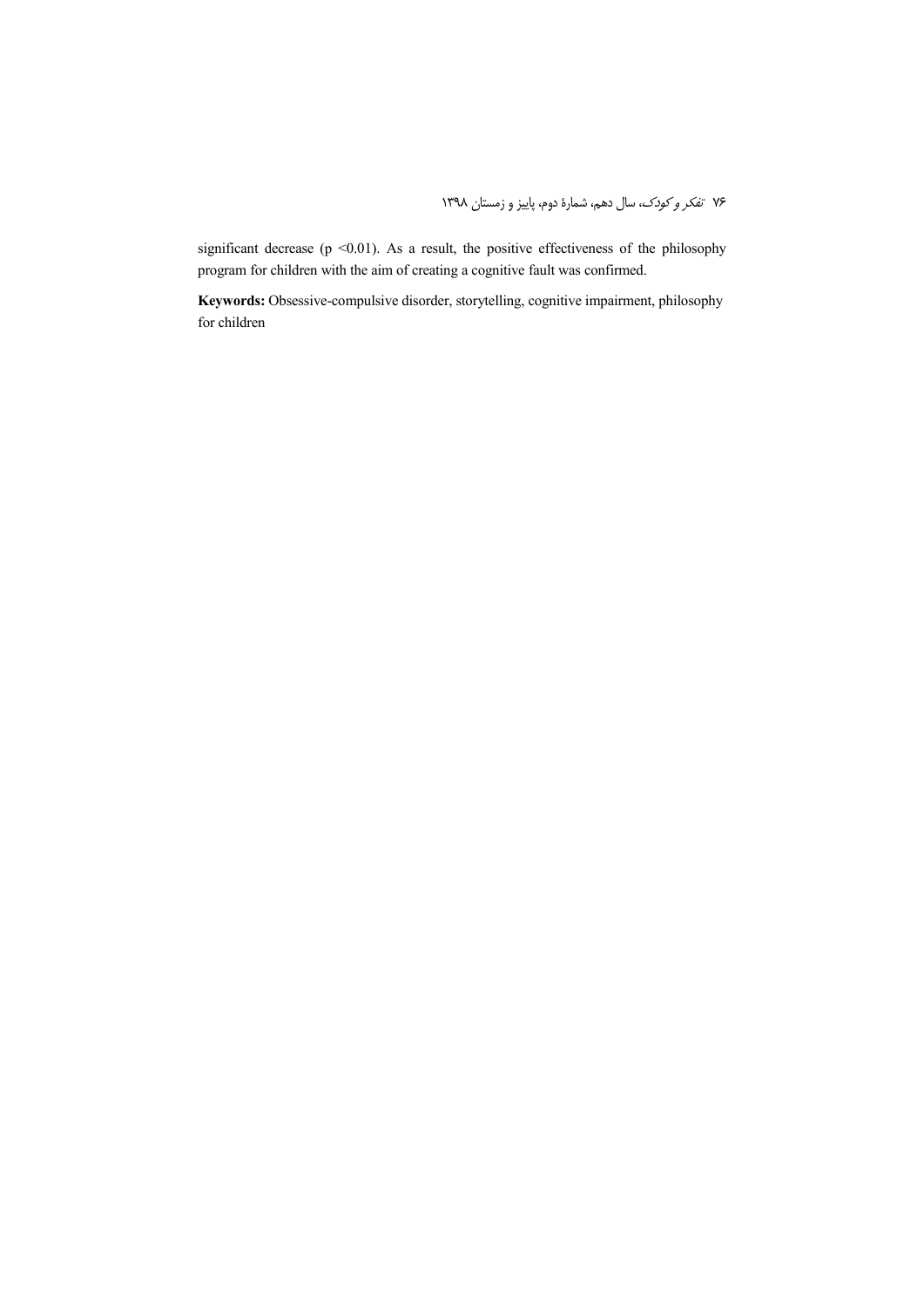significant decrease ($p < 0.01$). As a result, the positive effectiveness of the philosophy program for children with the aim of creating a cognitive fault was confirmed.

**Keywords:** Obsessive-compulsive disorder, storytelling, cognitive impairment, philosophy for children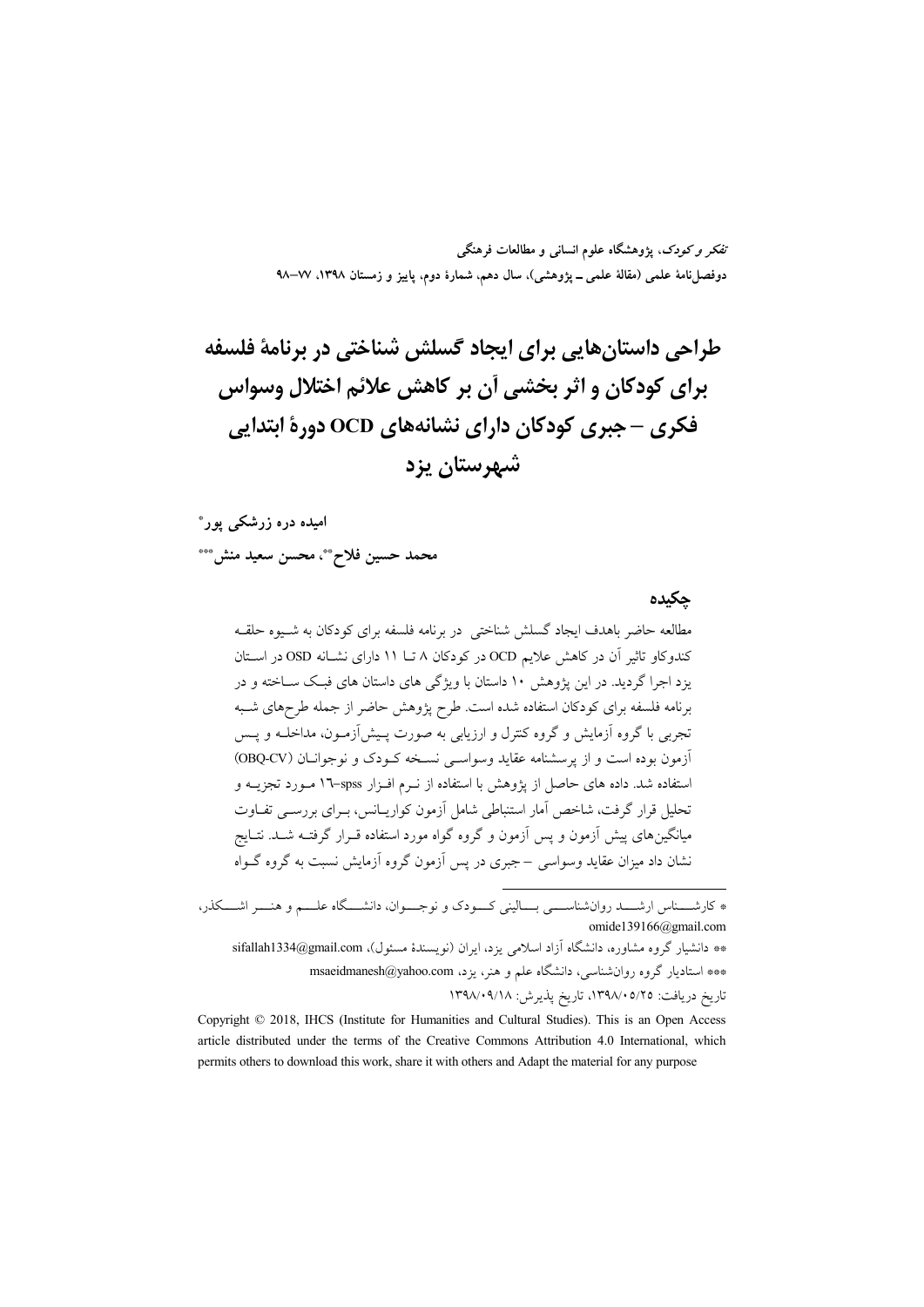# طراحی داستان‌هایی برای ایجاد گسلش شناختی در برنامهٔ فلسفه برای کودکان و اثر بخشی آن بر کاهش علائم اختلال وسواس فکری – جبری کودکان دارای نشانه‌های OCD دورهٔ ابتدایی شهرستان یزد

**امیده دره زرشکی پور***

**محمد حسین فلاح**، محسن سعید منش*****

## چکیده

مطالعه حاضر باهدف ایجاد گسلش شناختی در برنامه فلسفه برای کودکان به شیوه حلقه کندوکاو تاثیر آن در کاهش علایم OCD در کودکان ۸ تا ۱۱ دارای نشانه OSD در استان یزد اجرا گردید. در این پژوهش ۱۰ داستان با ویژگی های داستان های فبک ساخته و در برنامه فلسفه برای کودکان استفاده شده است. طرح پژوهش حاضر از جمله طرح‌های شبه تجربی با گروه آزمایش و گروه کنترل و ارزیابی به صورت پیش‌آزمون، مداخله و پس آزمون بوده است و از پرسشنامه عقاید وسواسی نسخه کودک و نوجوانان (OBQ-CV) استفاده شد. داده های حاصل از پژوهش با استفاده از نرم افزار spss-16 مورد تجزیه و تحلیل قرار گرفت، شاخص آمار استنباطی شامل آزمون کواریانس، برای بررسی تفاوت میانگین‌های پیش آزمون و پس آزمون و گروه گواه مورد استفاده قرار گرفته شد. نتایج نشان داد میزان عقاید وسواسی – جبری در پس آزمون گروه آزمایش نسبت به گروه گواه

---

* کارشناس ارشد روانشناسی بالینی کودک و نوجوان، دانشگاه علم و هنر اشکذر، omide139166@gmail.com

** دانشیار گروه مشاوره، دانشگاه آزاد اسلامی یزد، ایران (نویسندهٔ مسئول)، sifallah1334@gmail.com

*** استادیار گروه روانشناسی، دانشگاه علم و هنر، یزد، msaeidmanesh@yahoo.com

تاریخ دریافت: ۱۳۹۸/۰۵/۲۵، تاریخ پذیرش: ۱۳۹۸/۰۹/۱۸

Copyright © 2018, IHCS (Institute for Humanities and Cultural Studies). This is an Open Access article distributed under the terms of the Creative Commons Attribution 4.0 International, which permits others to download this work, share it with others and Adapt the material for any purpose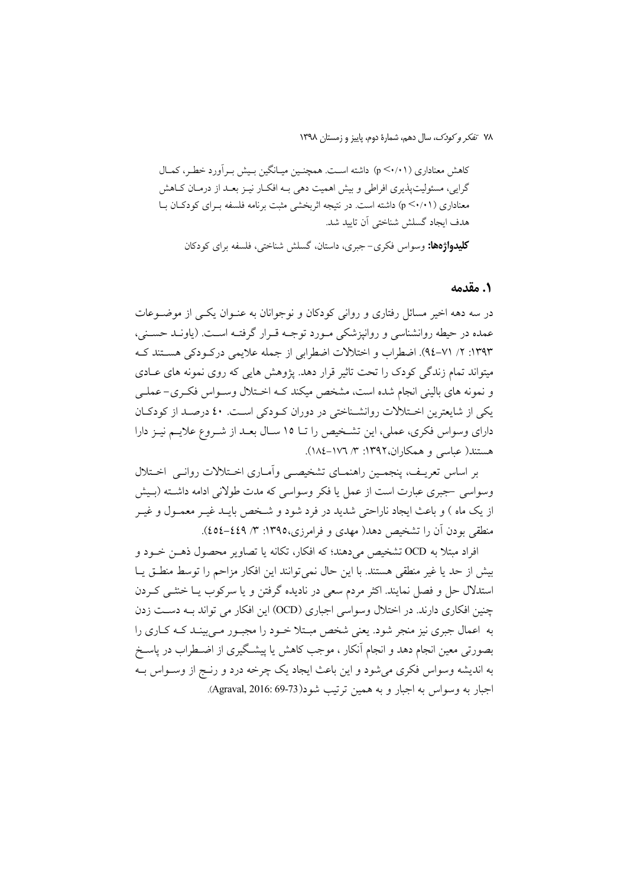کاهش معناداری ($p < 0/01$) داشته است. همچنین میانگین بیش برآورد خطر، کمال گرایی، مسئولیت‌پذیری افراطی و بیش اهمیت دهی به افکار نیز بعد از درمان کاهش معناداری ($p < 0/01$) داشته است. در نتیجه اثربخشی مثبت برنامه فلسفه برای کودکان با هدف ایجاد گسلش شناختی آن تایید شد.

**کلیدواژه‌ها:** وسواس فکری- جبری، داستان، گسلش شناختی، فلسفه برای کودکان

## ۱. مقدمه

در سه دهه اخیر مسائل رفتاری و روانی کودکان و نوجوانان به عنوان یکی از موضوعات عمده در حیطه روانشناسی و روانپزشکی مورد توجه قرار گرفته است. (یاوند حسنی، ۱۳۹۳: ۲/ ۷۱-۹۴). اضطراب و اختلالات اضطرابی از جمله علایمی درکودکی هستند که میتواند تمام زندگی کودک را تحت تاثیر قرار دهد. پژوهش هایی که روی نمونه های عادی و نمونه های بالینی انجام شده است، مشخص میکند که اختلال وسواس فکری- عملی یکی از شایعترین اختلالات روانشناختی در دوران کودکی است. ٤٠ درصد از کودکان دارای وسواس فکری، عملی، این تشخیص را تا ١٥ سال بعد از شروع علایم نیز دارا هستند( عباسی و همکاران،۱۳۹۲: ۳/ ۱۷۶-۱۸٤).

بر اساس تعریف، پنجمین راهنمای تشخیصی وآماری اختلالات روانی اختلال وسواسی -جبری عبارت است از عمل یا فکر وسواسی که مدت طولانی ادامه داشته (بیش از یک ماه ) و باعث ایجاد ناراحتی شدید در فرد شود و شخص باید غیر معمول و غیر منطقی بودن آن را تشخیص دهد( مهدی و فرامرزی،۱۳۹۵: ۳/ ٤٤٩-٤٥٤).

افراد مبتلا به OCD تشخیص می‌دهند؛ که افکار، تکانه یا تصاویر محصول ذهن خود و بیش از حد یا غیر منطقی هستند. با این حال نمی‌توانند این افکار مزاحم را توسط منطق یا استدلال حل و فصل نمایند. اکثر مردم سعی در نادیده گرفتن و یا سرکوب یا خنثی کردن چنین افکاری دارند. در اختلال وسواسی اجباری (OCD) این افکار می تواند به دست زدن به اعمال جبری نیز منجر شود. یعنی شخص مبتلا خود را مجبور می‌بیند که کاری را بصورتی معین انجام دهد و انجام آنکار ، موجب کاهش یا پیشگیری از اضطراب در پاسخ به اندیشه وسواس فکری می‌شود و این باعث ایجاد یک چرخه درد و رنج از وسواس به اجبار به وسواس به اجبار و به همین ترتیب شود(Agraval, 2016: 69-73).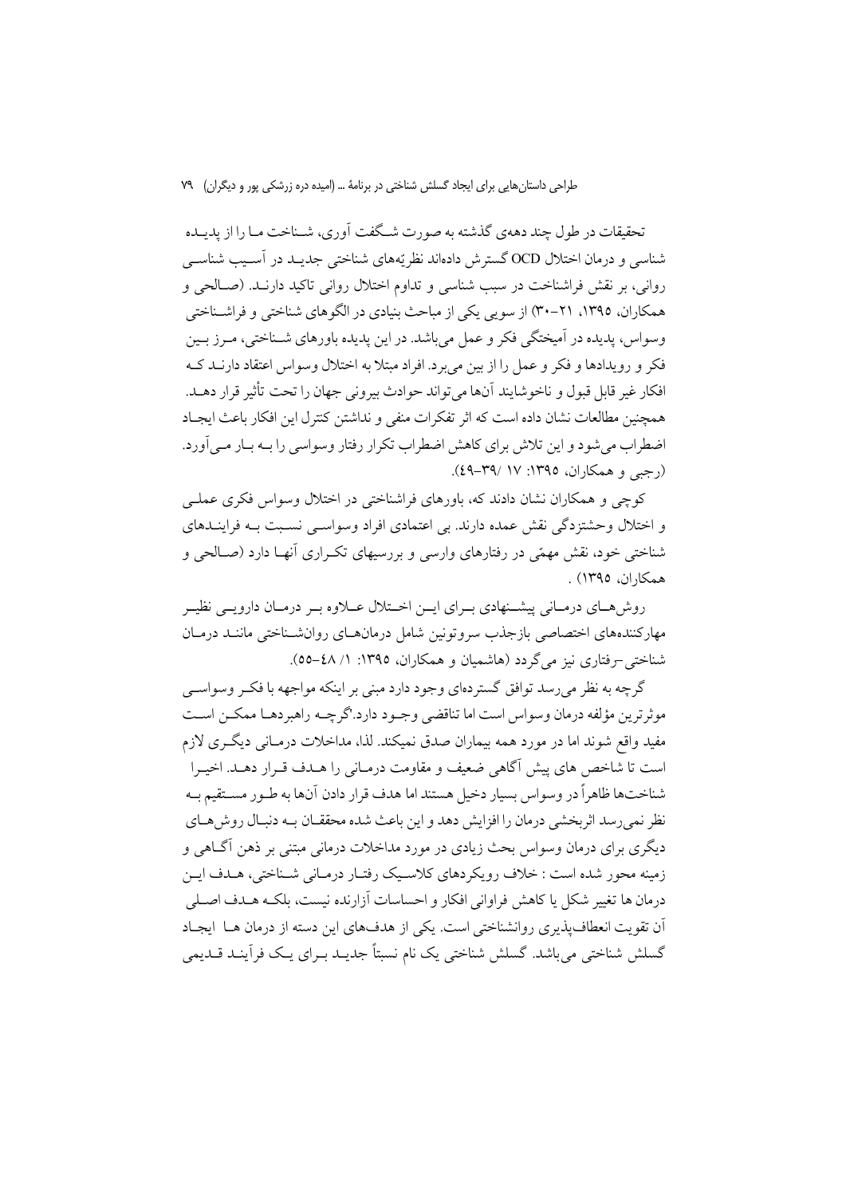تحقیقات در طول چند دهه‌ی گذشته به صورت شگفت آوری، شناخت ما را از پدیده شناسی و درمان اختلال OCD گسترش داده‌اند نظریه‌های شناختی جدید در آسیب شناسی روانی، بر نقش فراشناخت در سبب شناسی و تداوم اختلال روانی تاکید دارند. (صالحی و همکاران، ۱۳۹۵، ۲۱–۳۰) از سویی یکی از مباحث بنیادی در الگوهای شناختی و فراشناختی وسواس، پدیده در آمیختگی فکر و عمل می‌باشد. در این پدیده باورهای شناختی، مرز بین فکر و رویدادها و فکر و عمل را از بین می‌برد. افراد مبتلا به اختلال وسواس اعتقاد دارند که افکار غیر قابل قبول و ناخوشایند آنها می‌تواند حوادث بیرونی جهان را تحت تأثیر قرار دهد. همچنین مطالعات نشان داده است که اثر تفکرات منفی و نداشتن کنترل این افکار باعث ایجاد اضطراب می‌شود و این تلاش برای کاهش اضطراب تکرار رفتار وسواسی را به بار می‌آورد. (رجبی و همکاران، ۱۳۹۵: ۱۷ /۳۹–۴۹).

کوچی و همکاران نشان دادند که، باورهای فراشناختی در اختلال وسواس فکری عملی و اختلال وحشتزدگی نقش عمده دارند. بی اعتمادی افراد وسواسی نسبت به فرایندهای شناختی خود، نقش مهمّی در رفتارهای وارسی و بررسیهای تکراری آنها دارد (صالحی و همکاران، ۱۳۹۵) .

روش‌های درمانی پیشنهادی برای این اختلال علاوه بر درمان دارویی نظیر مهارکننده‌های اختصاصی بازجذب سروتونین شامل درمان‌های روانشناختی مانند درمان شناختی–رفتاری نیز می‌گردد (هاشمیان و همکاران، ۱۳۹۵: ۱/ ۴۸–۵۵).

گرچه به نظر می‌رسد توافق گسترده‌ای وجود دارد مبنی بر اینکه مواجهه با فکر وسواسی موثرترین مؤلفه درمان وسواس است اما تناقضی وجود دارد.گرچه راهبردها ممکن است مفید واقع شوند اما در مورد همه بیماران صدق نمیکند. لذا، مداخلات درمانی دیگری لازم است تا شاخص های پیش آگاهی ضعیف و مقاومت درمانی را هدف قرار دهد. اخیرا شناخت‌ها ظاهراً در وسواس بسیار دخیل هستند اما هدف قرار دادن آنها به طور مستقیم به نظر نمی‌رسد اثربخشی درمان را افزایش دهد و این باعث شده محققان به دنبال روش‌های دیگری برای درمان وسواس بحث زیادی در مورد مداخلات درمانی مبتنی بر ذهن آگاهی و زمینه محور شده است : خلاف رویکردهای کلاسیک رفتار درمانی شناختی، هدف این درمان ها تغییر شکل یا کاهش فراوانی افکار و احساسات آزارنده نیست، بلکه هدف اصلی آن تقویت انعطاف‌پذیری روانشناختی است. یکی از هدف‌های این دسته از درمان ها ایجاد گسلش شناختی می‌باشد. گسلش شناختی یک نام نسبتاً جدید برای یک فرآیند قدیمی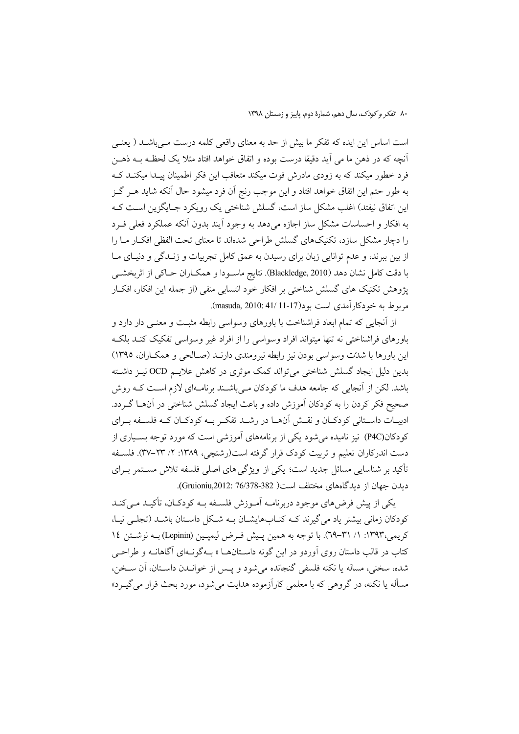است اساس این ایده که تفکر ما بیش از حد به معنای واقعی کلمه درست می‌باشد ( یعنی آنچه که در ذهن ما می آید دقیقا درست بوده و اتفاق خواهد افتاد مثلا یک لحظه به ذهن فرد خطور میکند که به زودی مادرش فوت میکند متعاقب این فکر اطمینان پیدا میکند که به طور حتم این اتفاق خواهد افتاد و این موجب رنج آن فرد میشود حال آنکه شاید هر گز این اتفاق نیفتد) اغلب مشکل ساز است، گسلش شناختی یک رویکرد جایگزین است که به افکار و احساسات مشکل ساز اجازه می‌دهد به وجود آیند بدون آنکه عملکرد فعلی فرد را دچار مشکل سازد، تکنیک‌های گسلش طراحی شده‌اند تا معنای تحت الفظی افکار ما را از بین ببرند، و عدم توانایی زبان برای رسیدن به عمق کامل تجربیات و زندگی و دنیای ما با دقت کامل نشان دهد (Blackledge, 2010). نتایج ماسودا و همکاران حاکی از اثربخشی پژوهش تکنیک های گسلش شناختی بر افکار خود انتسابی منفی (از جمله این افکار، افکار مربوط به خودکارآمدی است بود(masuda, 2010: 41/ 11-17).

از آنجایی که تمام ابعاد فراشناخت با باورهای وسواسی رابطه مثبت و معنی دار دارد و باورهای فراشناختی نه تنها میتواند افراد وسواسی را از افراد غیر وسواسی تفکیک کند بلکه این باورها با شدّت وسواسی بودن نیز رابطه نیرومندی دارند (صالحی و همکاران، ۱۳۹۵) بدین دلیل ایجاد گسلش شناختی می‌تواند کمک موثری در کاهش علایم OCD نیز داشته باشد. لکن از آنجایی که جامعه هدف ما کودکان می‌باشند برنامه‌ای لازم است که روش صحیح فکر کردن را به کودکان آموزش داده و باعث ایجاد گسلش شناختی در آنها گردد. ادبیات داستانی کودکان و نقش آنها در رشد تفکر به کودکان که فلسفه برای کودکان(P4C) نیز نامیده می‌شود یکی از برنامه‌های آموزشی است که مورد توجه بسیاری از دست اندرکاران تعلیم و تربیت کودک قرار گرفته است(رشتچی، ۱۳۸۹: ۲/ ۲۳–۳۷). فلسفه تأکید بر شناسایی مسائل جدید است؛ یکی از ویژگی‌های اصلی فلسفه تلاش مستمر برای دیدن جهان از دیدگاه‌های مختلف است( Gruioniu,2012: 76/378-382).

یکی از پیش فرض‌های موجود دربرنامه آموزش فلسفه به کودکان، تأکید می‌کند کودکان زمانی بیشتر یاد می‌گیرند که کتاب‌هایشان به شکل داستان باشد (تجلی نیا، کریمی،۱۳۹۳: ۱/ ۳۱–٦۹). با توجه به همین پیش فرض لیمپین (Lepinin) به نوشتن ١٤ کتاب در قالب داستان روی آوردو در این گونه داستان‌ها « به‌گونه‌ای آگاهانه و طراحی شده، سخنی، مساله یا نکته فلسفی گنجانده می‌شود و پس از خواندن داستان، آن سخن، مسأله یا نکته، در گروهی که با معلمی کارآزموده هدایت می‌شود، مورد بحث قرار می‌گیرد»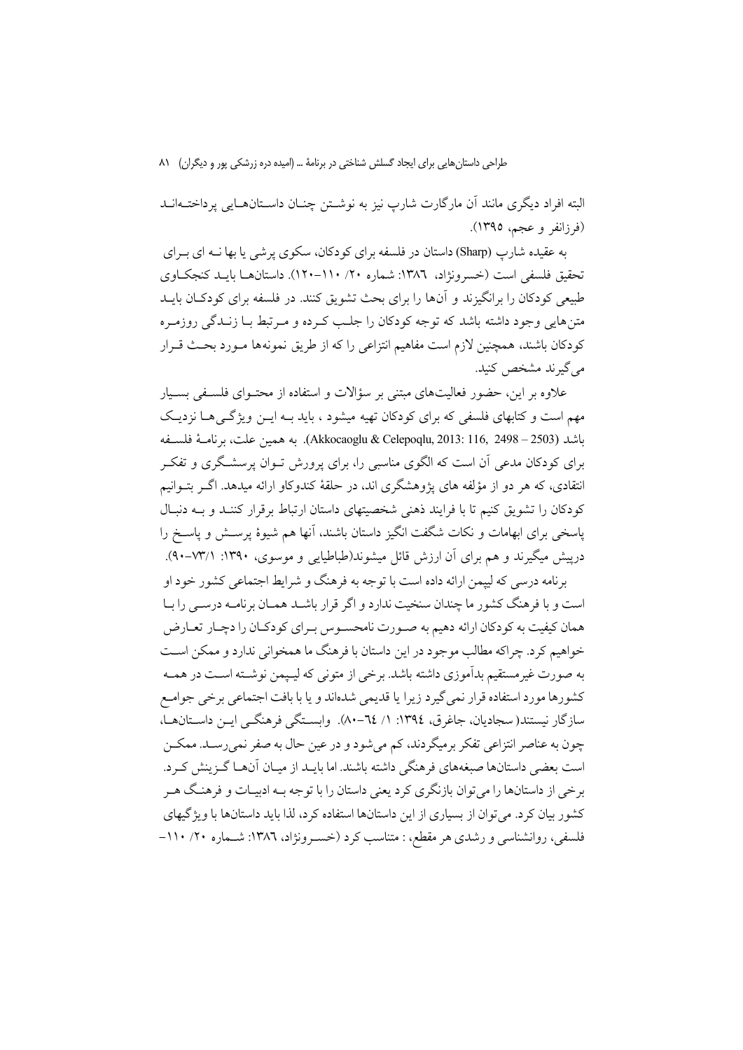البته افراد دیگری مانند آن مارگارت شارپ نیز به نوشتن چنان داستان‌هایی پرداخته‌اند (فرزانفر و عجم، ۱۳۹۵).

به عقیده شارپ (Sharp) داستان در فلسفه برای کودکان، سکوی پرشی یا بها نه ای برای تحقیق فلسفی است (خسرونژاد، ۱۳۸۶: شماره ۲۰/ ۱۱۰-۱۲۰). داستان‌ها باید کنجکاوی طبیعی کودکان را برانگیزند و آن‌ها را برای بحث تشویق کنند. در فلسفه برای کودکان باید متن‌هایی وجود داشته باشد که توجه کودکان را جلب کرده و مرتبط با زندگی روزمره کودکان باشند، همچنین لازم است مفاهیم انتزاعی را که از طریق نمونه‌ها مورد بحث قرار می‌گیرند مشخص کنید.

علاوه بر این، حضور فعالیت‌های مبتنی بر سؤالات و استفاده از محتوای فلسفی بسیار مهم است و کتابهای فلسفی که برای کودکان تهیه میشود ، باید به این ویژگی‌ها نزدیک باشد (Akkocaoglu & Celepoqlu, 2013: 116, 2498 – 2503). به همین علت، برنامهٔ فلسفه برای کودکان مدعی آن است که الگوی مناسبی را، برای پرورش توان پرسشگری و تفکر انتقادی، که هر دو از مؤلفه های پژوهشگری اند، در حلقهٔ کندوکاو ارائه میدهد. اگر بتوانیم کودکان را تشویق کنیم تا با فرایند ذهنی شخصیتهای داستان ارتباط برقرار کنند و به دنبال پاسخی برای ابهامات و نکات شگفت انگیز داستان باشند، آنها هم شیوهٔ پرسش و پاسخ را درپیش میگیرند و هم برای آن ارزش قائل میشوند(طباطبایی و موسوی، ۱۳۹۰: ۷۳/۱-۹۰).

برنامه درسی که لیپمن ارائه داده است با توجه به فرهنگ و شرایط اجتماعی کشور خود او است و با فرهنگ کشور ما چندان سنخیت ندارد و اگر قرار باشد همان برنامه درسی را با همان کیفیت به کودکان ارائه دهیم به صورت نامحسوس برای کودکان را دچار تعارض خواهیم کرد. چراکه مطالب موجود در این داستان با فرهنگ ما همخوانی ندارد و ممکن است به صورت غیرمستقیم بدآموزی داشته باشد. برخی از متونی که لیپمن نوشته است در همه کشورها مورد استفاده قرار نمی‌گیرد زیرا یا قدیمی شده‌اند و یا با بافت اجتماعی برخی جوامع سازگار نیستند( سجادیان، جاغرق، ۱۳۹۴: ۱/ ٦٤-۸۰). وابستگی فرهنگی این داستان‌ها، چون به عناصر انتزاعی تفکر برمیگردند، کم می‌شود و در عین حال به صفر نمی‌رسد. ممکن است بعضی داستان‌ها صبغه‌های فرهنگی داشته باشند. اما باید از میان آن‌ها گزینش کرد. برخی از داستان‌ها را می‌توان بازنگری کرد یعنی داستان را با توجه به ادبیات و فرهنگ هر کشور بیان کرد. می‌توان از بسیاری از این داستان‌ها استفاده کرد، لذا باید داستان‌ها با ویژگیهای فلسفی، روانشناسی و رشدی هر مقطع، : متناسب کرد (خسرونژاد، ۱۳۸٦: شماره ۲۰/ ۱۱۰-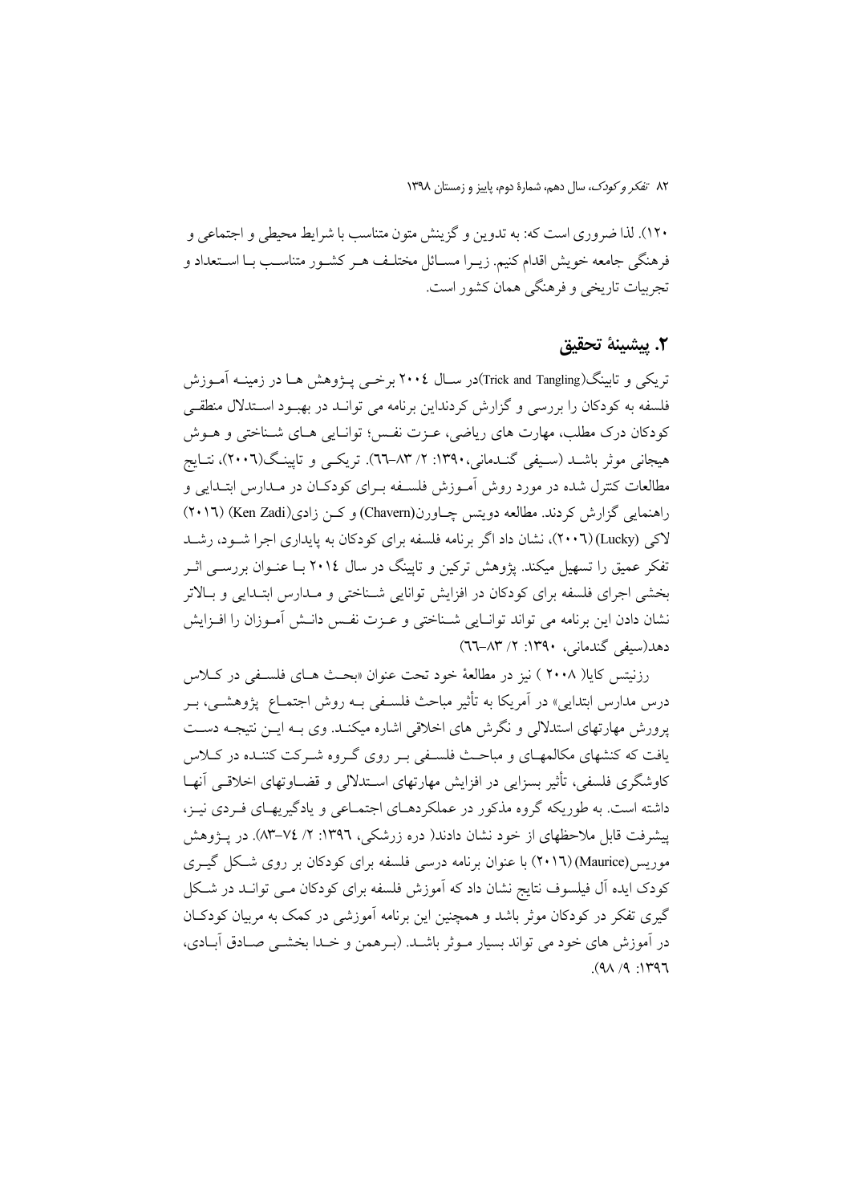۱۲۰). لذا ضروری است که: به تدوین و گزینش متون متناسب با شرایط محیطی و اجتماعی و فرهنگی جامعه خویش اقدام کنیم. زیرا مسائل مختلف هر کشور متناسب با استعداد و تجربیات تاریخی و فرهنگی همان کشور است.

## ۲. پیشینۀ تحقیق

تریکی و تاپینگ(Trick and Tangling)در سال ۲۰۰٤ برخی پژوهش ها در زمینه آموزش فلسفه به کودکان را بررسی و گزارش کردنداین برنامه می تواند در بهبود استدلال منطقی کودکان درک مطلب، مهارت های ریاضی، عزت نفس؛ توانایی های شناختی و هوش هیجانی موثر باشد (سیفی گندمانی،۱۳۹۰: ۲/ ۸۳–٦٦). تریکی و تاپینگ(۲۰۰٦)، نتایج مطالعات کنترل شده در مورد روش آموزش فلسفه برای کودکان در مدارس ابتدایی و راهنمایی گزارش کردند. مطالعه دویتس چاورن(Chavern) و کن زادی(Ken Zadi) (۲۰۱٦) لاکی (Lucky) (۲۰۰٦)، نشان داد اگر برنامه فلسفه برای کودکان به پایداری اجرا شود، رشد تفکر عمیق را تسهیل میکند. پژوهش ترکین و تاپینگ در سال ۲۰۱٤ با عنوان بررسی اثر بخشی اجرای فلسفه برای کودکان در افزایش توانایی شناختی و مدارس ابتدایی و بالاتر نشان دادن این برنامه می تواند توانایی شناختی و عزت نفس دانش آموزان را افزایش دهد(سیفی گندمانی، ۱۳۹۰: ۲/ ۸۳–٦٦)

رزنیتس کایا( ۲۰۰۸ ) نیز در مطالعۀ خود تحت عنوان «بحث های فلسفی در کلاس درس مدارس ابتدایی» در آمریکا به تأثیر مباحث فلسفی به روش اجتماع پژوهشی، بر پرورش مهارتهای استدلالی و نگرش های اخلاقی اشاره میکند. وی به این نتیجه دست یافت که کنشهای مکالمهای و مباحث فلسفی بر روی گروه شرکت کننده در کلاس کاوشگری فلسفی، تأثیر بسزایی در افزایش مهارتهای استدلالی و قضاوتهای اخلاقی آنها داشته است. به طوریکه گروه مذکور در عملکردهای اجتماعی و یادگیریهای فردی نیز، پیشرفت قابل ملاحظهای از خود نشان دادند( دره زرشکی، ۱۳۹٦: ۲/ ۷٤–۸۳). در پژوهش موریس(Maurice) (۲۰۱٦) با عنوان برنامه درسی فلسفه برای کودکان بر روی شکل گیری کودک ایده آل فیلسوف نتایج نشان داد که آموزش فلسفه برای کودکان می تواند در شکل گیری تفکر در کودکان موثر باشد و همچنین این برنامه آموزشی در کمک به مربیان کودکان در آموزش های خود می تواند بسیار موثر باشد. (برهمن و خدا بخشی صادق آبادی، ۱۳۹٦: ۹/ ۹۸).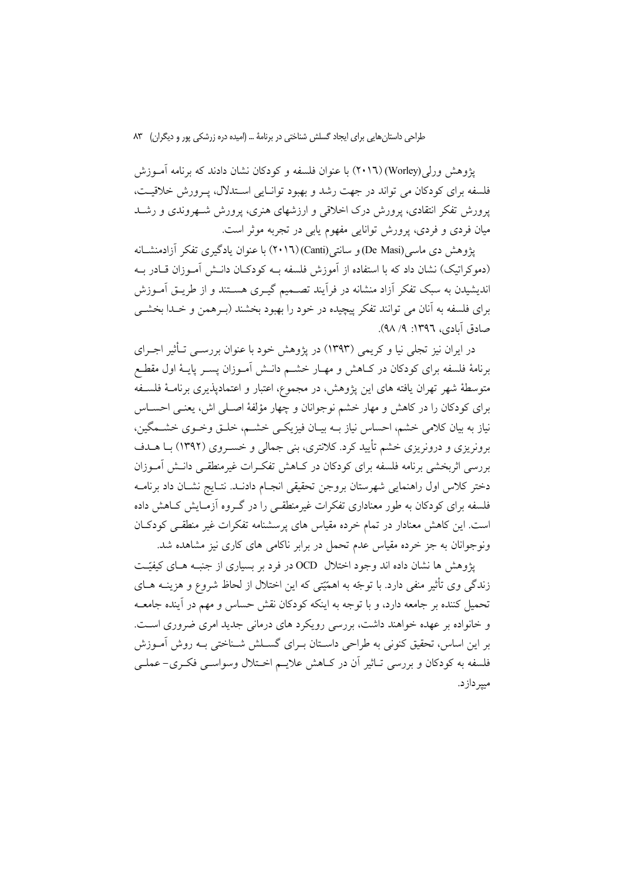پژوهش ورلی(Worley) (۲۰۱٦) با عنوان فلسفه و کودکان نشان دادند که برنامه آمـوزش فلسفه برای کودکان می تواند در جهت رشد و بهبود توانـایی اسـتدلال، پـرورش خلاقیـت، پرورش تفکر انتقادی، پرورش درک اخلاقی و ارزشهای هنری، پرورش شـهروندی و رشـد میان فردی و فردی، پرورش توانایی مفهوم یابی در تجربه موثر است.

پژوهش دی ماسی(De Masi) و سانتی(Canti) (۲۰۱٦) با عنوان یادگیری تفکر آزادمنشـانه (دموکراتیک) نشان داد که با استفاده از آموزش فلسفه بـه کودکـان دانـش آمـوزان قـادر بـه اندیشیدن به سبک تفکر آزاد منشانه در فرآیند تصـمیم گیـری هسـتند و از طریـق آمـوزش برای فلسفه به آنان می توانند تفکر پیچیده در خود را بهبود بخشند (بـرهمن و خـدا بخشـی صادق آبادی، ۱۳۹٦: ۹/ ۹۸).

در ایران نیز تجلی نیا و کریمی (۱۳۹۳) در پژوهش خود با عنوان بررسـی تـأثیر اجـرای برنامهٔ فلسفه برای کودکان در کـاهش و مهـار خشـم دانـش آمـوزان پسـر پایـهٔ اول مقطـع متوسطهٔ شهر تهران یافته های این پژوهش، در مجموع، اعتبار و اعتمادپذیری برنامـهٔ فلسـفه برای کودکان را در کاهش و مهار خشم نوجوانان و چهار مؤلفهٔ اصـلی اش، یعنـی احسـاس نیاز به بیان کلامی خشم، احساس نیاز بـه بیـان فیزیکـی خشـم، خلـق وخـوی خشـمگین، برونریزی و درونریزی خشم تأیید کرد. کلانتری، بنی جمالی و خسـروی (۱۳۹۲) بـا هـدف بررسی اثربخشی برنامه فلسفه برای کودکان در کـاهش تفکـرات غیرمنطقـی دانـش آمـوزان دختر کلاس اول راهنمایی شهرستان بروجن تحقیقی انجـام دادنـد. نتـایج نشـان داد برنامـه فلسفه برای کودکان به طور معناداری تفکرات غیرمنطقی را در گـروه آزمـایش کـاهش داده است. این کاهش معنادار در تمام خرده مقیاس های پرسشنامه تفکرات غیر منطقـی کودکـان ونوجوانان به جز خرده مقیاس عدم تحمل در برابر ناکامی های کاری نیز مشاهده شد.

پژوهش ها نشان داده اند وجود اختلال OCD در فرد بر بسیاری از جنبـه هـای کیفیّـت زندگی وی تأثیر منفی دارد. با توجّه به اهمیّتی که این اختلال از لحاظ شروع و هزینـه هـای تحمیل کننده بر جامعه دارد، و با توجه به اینکه کودکان نقش حساس و مهم در آینده جامعـه و خانواده بر عهده خواهند داشت، بررسی رویکرد های درمانی جدید امری ضروری اسـت. بر این اساس، تحقیق کنونی به طراحی داسـتان بـرای گسـلش شـناختی بـه روش آمـوزش فلسفه به کودکان و بررسی تـاثیر آن در کـاهش علایـم اخـتلال وسواسـی فکـری- عملـی میپردازد.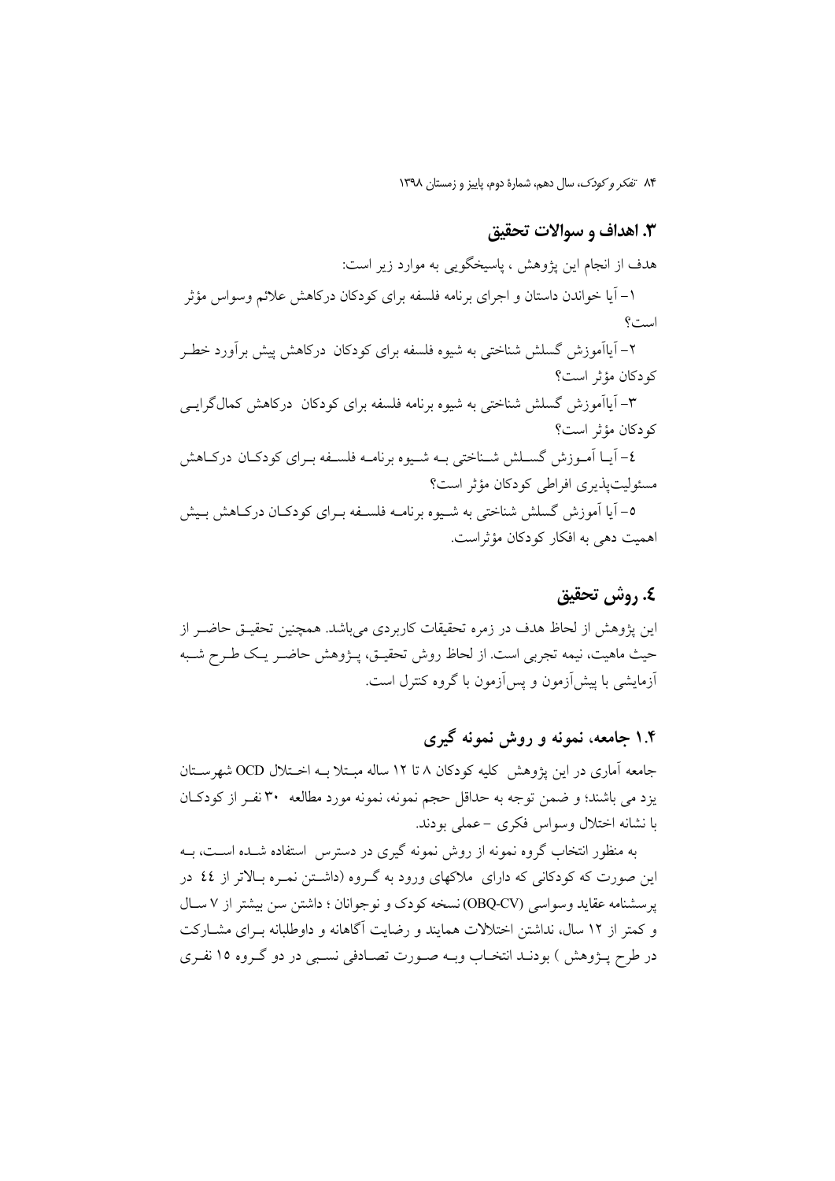## ۳. اهداف و سوالات تحقیق

هدف از انجام این پژوهش ، پاسیخگویی به موارد زیر است:

۱– آیا خواندن داستان و اجرای برنامه فلسفه برای کودکان درکاهش علائم وسواس مؤثر است؟

۲– آیاآموزش گسلش شناختی به شیوه فلسفه برای کودکان درکاهش پیش برآورد خطر کودکان مؤثر است؟

۳– آیاآموزش گسلش شناختی به شیوه برنامه فلسفه برای کودکان درکاهش کمال‌گرایی کودکان مؤثر است؟

٤– آیا آموزش گسلش شناختی به شیوه برنامه فلسفه برای کودکان درکاهش مسئولیت‌پذیری افراطی کودکان مؤثر است؟

٥– آیا آموزش گسلش شناختی به شیوه برنامه فلسفه برای کودکان درکاهش بیش اهمیت دهی به افکار کودکان مؤثراست.

## ٤. روش تحقیق

این پژوهش از لحاظ هدف در زمره تحقیقات کاربردی می‌باشد. همچنین تحقیق حاضر از حیث ماهیت، نیمه تجربی است. از لحاظ روش تحقیق، پژوهش حاضر یک طرح شبه آزمایشی با پیش‌آزمون و پس‌آزمون با گروه کنترل است.

### ۱.۴ جامعه، نمونه و روش نمونه گیری

جامعه آماری در این پژوهش کلیه کودکان ۸ تا ۱۲ ساله مبتلا به اختلال OCD شهرستان یزد می باشند؛ و ضمن توجه به حداقل حجم نمونه، نمونه مورد مطالعه ۳۰ نفر از کودکان با نشانه اختلال وسواس فکری –عملی بودند.

به منظور انتخاب گروه نمونه از روش نمونه گیری در دسترس استفاده شده است، به این صورت که کودکانی که دارای ملاکهای ورود به گروه (داشتن نمره بالاتر از ٤٤ در پرسشنامه عقاید وسواسی (OBQ-CV) نسخه کودک و نوجوانان ؛ داشتن سن بیشتر از ۷ سال و کمتر از ۱۲ سال، نداشتن اختلالات همایند و رضایت آگاهانه و داوطلبانه برای مشارکت در طرح پژوهش ) بودند انتخاب وبه صورت تصادفی نسبی در دو گروه ۱۵ نفری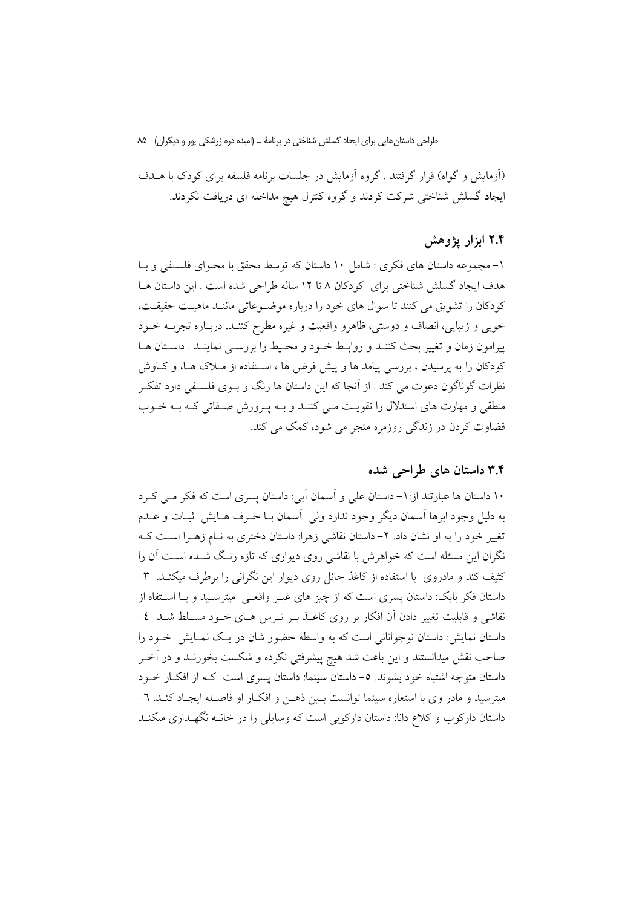(آزمایش و گواه) قرار گرفتند . گروه آزمایش در جلسات برنامه فلسفه برای کودک با هـدف ایجاد گسلش شناختی شرکت کردند و گروه کنترل هیچ مداخله ای دریافت نکردند.

## ۲.۴ ابزار پژوهش

۱– مجموعه داستان های فکری : شامل ۱۰ داستان که توسط محقق با محتوای فلسـفی و بـا هدف ایجاد گسلش شناختی برای کودکان ۸ تا ۱۲ ساله طراحی شده است . این داستان هـا کودکان را تشویق می کنند تا سوال های خود را درباره موضـوعاتی ماننـد ماهیـت حقیقـت، خوبی و زیبایی، انصاف و دوستی، ظاهرو واقعیت و غیره مطرح کننـد. دربـاره تجربـه خـود پیرامون زمان و تغییر بحث کننـد و روابـط خـود و محـیط را بررسـی نماینـد . داسـتان هـا کودکان را به پرسیدن ، بررسی پیامد ها و پیش فرض ها ، اسـتفاده از مـلاک هـا، و کـاوش نظرات گوناگون دعوت می کند . از آنجا که این داستان ها رنگ و بـوی فلسـفی دارد تفکـر منطقی و مهارت های استدلال را تقویـت مـی کننـد و بـه پـرورش صـفاتی کـه بـه خـوب قضاوت کردن در زندگی روزمره منجر می شود، کمک می کند.

## ۳.۴ داستان های طراحی شده

۱۰ داستان ها عبارتند از:۱– داستان علی و آسمان آبی: داستان پسری است که فکر مـی کـرد به دلیل وجود ابرها آسمان دیگر وجود ندارد ولی آسمان بـا حـرف هـایش ثبـات و عـدم تغییر خود را به او نشان داد. ۲– داستان نقاشی زهرا: داستان دختری به نـام زهـرا اسـت کـه نگران این مسئله است که خواهرش با نقاشی روی دیواری که تازه رنـگ شـده اسـت آن را کثیف کند و مادروی با استفاده از کاغذ حائل روی دیوار این نگرانی را برطرف میکنـد. ۳– داستان فکر بابک: داستان پسری است که از چیز های غیـر واقعـی میترسـید و بـا اسـتفاه از نقاشی و قابلیت تغییر دادن آن افکار بر روی کاغـذ بـر تـرس هـای خـود مسـلط شـد ٤– داستان نمایش: داستان نوجوانانی است که به واسطه حضور شان در یـک نمـایش خـود را صاحب نقش میدانستند و این باعث شد هیچ پیشرفتی نکرده و شکست بخورنـد و در آخـر داستان متوجه اشتباه خود بشوند. ۵– داستان سینما: داستان پسری است کـه از افکـار خـود میترسید و مادر وی با استعاره سینما توانست بـین ذهـن و افکـار او فاصـله ایجـاد کنـد. ٦– داستان دارکوب و کلاغ دانا: داستان دارکوبی است که وسایلی را در خانـه نگهـداری میکنـد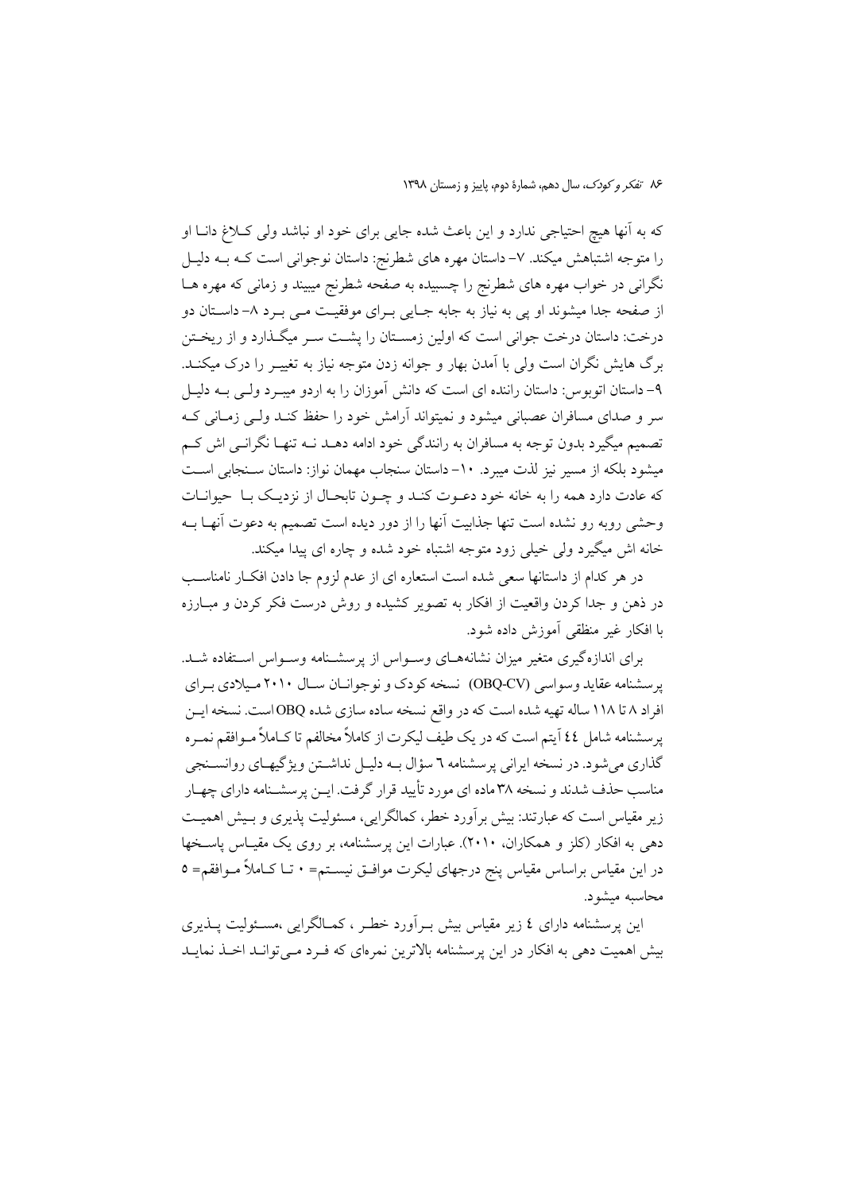که به آنها هیچ احتیاجی ندارد و این باعث شده جایی برای خود او نباشد ولی کلاغ دانا او را متوجه اشتباهش میکند. ۷- داستان مهره های شطرنج: داستان نوجوانی است که به دلیل نگرانی در خواب مهره های شطرنج را چسبیده به صفحه شطرنج میبیند و زمانی که مهره ها از صفحه جدا میشوند او پی به نیاز به جابه جایی برای موفقیت می برد ۸- داستان دو درخت: داستان درخت جوانی است که اولین زمستان را پشت سر میگذارد و از ریختن برگ هایش نگران است ولی با آمدن بهار و جوانه زدن متوجه نیاز به تغییر را درک میکند. ۹- داستان اتوبوس: داستان راننده ای است که دانش آموزان را به اردو میبرد ولی به دلیل سر و صدای مسافران عصبانی میشود و نمیتواند آرامش خود را حفظ کند ولی زمانی که تصمیم میگیرد بدون توجه به مسافران به رانندگی خود ادامه دهد نه تنها نگرانی اش کم میشود بلکه از مسیر نیز لذت میبرد. ۱۰- داستان سنجاب مهمان نواز: داستان سنجابی است که عادت دارد همه را به خانه خود دعوت کند و چون تابحال از نزدیک با حیوانات وحشی روبه رو نشده است تنها جذابیت آنها را از دور دیده است تصمیم به دعوت آنها به خانه اش میگیرد ولی خیلی زود متوجه اشتباه خود شده و چاره ای پیدا میکند.

در هر کدام از داستانها سعی شده است استعاره ای از عدم لزوم جا دادن افکار نامناسب در ذهن و جدا کردن واقعیت از افکار به تصویر کشیده و روش درست فکر کردن و مبارزه با افکار غیر منطقی آموزش داده شود.

برای اندازه‌گیری متغیر میزان نشانه‌های وسواس از پرسشنامه وسواس استفاده شد. پرسشنامه عقاید وسواسی (OBQ-CV) نسخه کودک و نوجوانان سال ۲۰۱۰ میلادی برای افراد ۸ تا ۱۱۸ ساله تهیه شده است که در واقع نسخه ساده سازی شده OBQ است. نسخه این پرسشنامه شامل ٤٤ آیتم است که در یک طیف لیکرت از کاملاً مخالفم تا کاملاً موافقم نمره گذاری می‌شود. در نسخه ایرانی پرسشنامه ٦ سؤال به دلیل نداشتن ویژگیهای روانسنجی مناسب حذف شدند و نسخه ۳۸ ماده ای مورد تأیید قرار گرفت. این پرسشنامه دارای چهار زیر مقیاس است که عبارتند: بیش برآورد خطر، کمالگرایی، مسئولیت پذیری و بیش اهمیت دهی به افکار (کلز و همکاران، ۲۰۱۰). عبارات این پرسشنامه، بر روی یک مقیاس پاسخها در این مقیاس براساس مقیاس پنج درجهای لیکرت موافق نیستم= ۰ تا کاملاً موافقم= ۵ محاسبه میشود.

این پرسشنامه دارای ٤ زیر مقیاس بیش برآورد خطر ، کمالگرایی ،مسئولیت پذیری بیش اهمیت دهی به افکار در این پرسشنامه بالاترین نمره‌ای که فرد می‌تواند اخذ نماید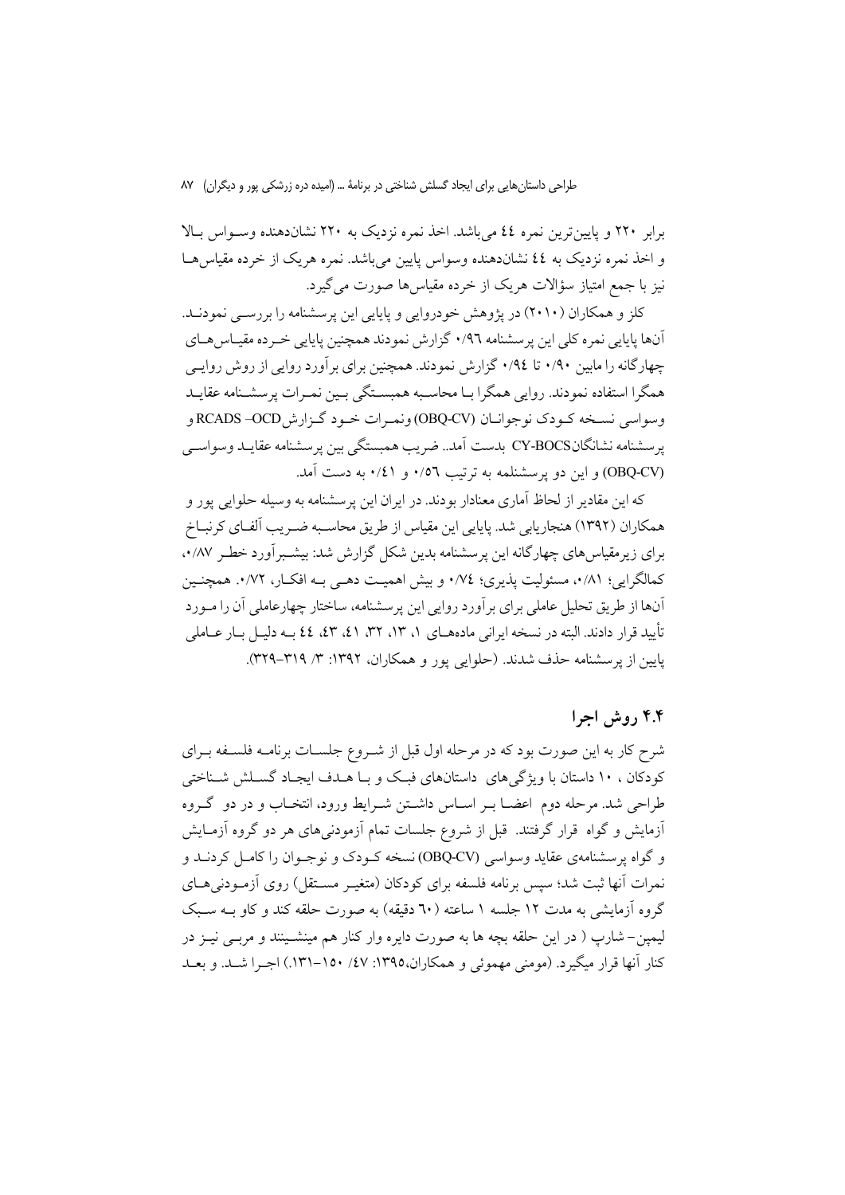برابر ۲۲۰ و پایین‌ترین نمره ٤٤ می‌باشد. اخذ نمره نزدیک به ۲۲۰ نشان‌دهنده وسـواس بـالا و اخذ نمره نزدیک به ٤٤ نشان‌دهنده وسواس پایین می‌باشد. نمره هریک از خرده مقیاس‌هـا نیز با جمع امتیاز سؤالات هریک از خرده مقیاس‌ها صورت می‌گیرد.

کلز و همکاران (۲۰۱۰) در پژوهش خودروایی و پایایی این پرسشنامه را بررسـی نمودنـد. آن‌ها پایایی نمره کلی این پرسشنامه ۰/۹٦ گزارش نمودند همچنین پایایی خـرده مقیـاس‌هـای چهارگانه را مابین ۰/۹۰ تا ۰/۹٤ گزارش نمودند. همچنین برای برآورد روایی از روش روایـی همگرا استفاده نمودند. روایی همگرا بـا محاسـبه همبسـتگی بـین نمـرات پرسشـنامه عقایـد وسواسی نسـخه کـودک نوجوانـان (OBQ-CV) ونمـرات خـود گـزارش RCADS –OCD و پرسشنامه نشانگان CY-BOCS بدست آمد.. ضریب همبستگی بین پرسشنامه عقایـد وسواسـی (OBQ-CV) و این دو پرسشنلمه به ترتیب ۰/٥٦ و ۰/٤١ به دست آمد.

که این مقادیر از لحاظ آماری معنادار بودند. در ایران این پرسشنامه به وسیله حلوایی پور و همکاران (۱۳۹۲) هنجاریابی شد. پایایی این مقیاس از طریق محاسـبه ضـریب آلفـای کرنبـاخ برای زیرمقیاس‌های چهارگانه این پرسشنامه بدین شکل گزارش شد: بیشـبرآورد خطـر ۰/۸۷، کمالگرایی؛ ۰/۸۱، مسئولیت پذیری؛ ۰/۷٤ و بیش اهمیـت دهـی بـه افکـار، ۰/۷۲. همچنـین آن‌ها از طریق تحلیل عاملی برای برآورد روایی این پرسشنامه، ساختار چهارعاملی آن را مـورد تأیید قرار دادند. البته در نسخه ایرانی ماده‌هـای ۱، ۱۳، ۳۲، ٤۱، ٤۳، ٤٤ بـه دلیـل بـار عـاملی پایین از پرسشنامه حذف شدند. (حلوایی پور و همکاران، ۱۳۹۲: ۳/ ۳۱۹–۳۲۹).

## ۴.۴ روش اجرا

شرح کار به این صورت بود که در مرحله اول قبل از شـروع جلسـات برنامـه فلسـفه بـرای کودکان ، ۱۰ داستان با ویژگی‌های داستان‌های فبـک و بـا هـدف ایجـاد گسـلش شـناختی طراحی شد. مرحله دوم اعضـا بـر اسـاس داشـتن شـرایط ورود، انتخـاب و در دو گـروه آزمایش و گواه قرار گرفتند. قبل از شروع جلسات تمام آزمودنی‌های هر دو گروه آزمـایش و گواه پرسشنامه‌ی عقاید وسواسی (OBQ-CV) نسخه کـودک و نوجـوان را کامـل کردنـد و نمرات آنها ثبت شد؛ سپس برنامه فلسفه برای کودکان (متغیـر مسـتقل) روی آزمـودنی‌هـای گروه آزمایشی به مدت ۱۲ جلسه ۱ ساعته (٦۰ دقیقه) به صورت حلقه کند و کاو بـه سـبک لیپمن– شارپ ( در این حلقه بچه ها به صورت دایره وار کنار هم مینشـینند و مربـی نیـز در کنار آنها قرار میگیرد. (مومنی مهموئی و همکاران،۱۳۹٥: ٤۷/ ۱٥۰–۱۳۱.) اجـرا شـد. و بعـد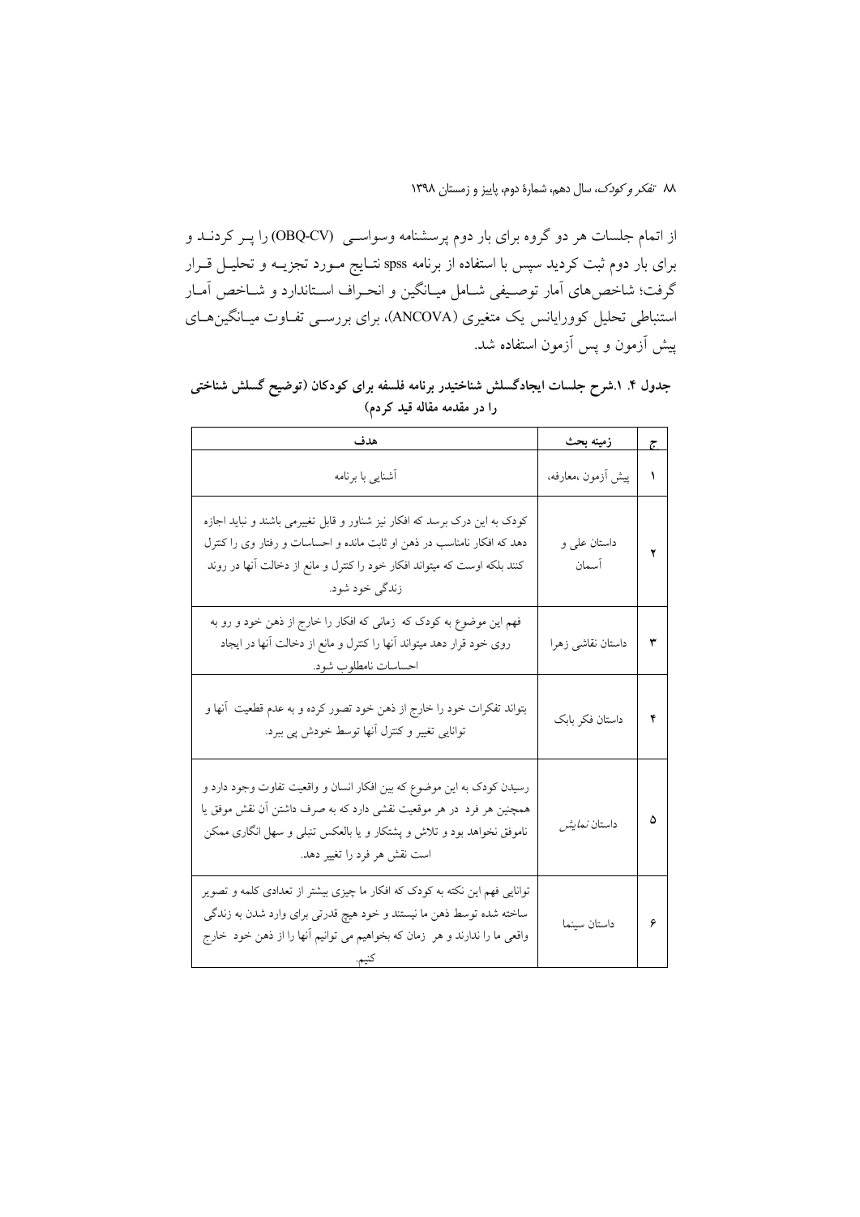از اتمام جلسات هر دو گروه برای بار دوم پرسشنامه وسواسی (OBQ-CV) را پر کردند و برای بار دوم ثبت کردید سپس با استفاده از برنامه spss نتایج مورد تجزیه و تحلیل قرار گرفت؛ شاخص‌های آمار توصیفی شامل میانگین و انحراف استاندارد و شاخص آمار استنباطی تحلیل کوواریانس یک متغیری (ANCOVA)، برای بررسی تفاوت میانگین‌های پیش آزمون و پس آزمون استفاده شد.

**جدول ۴. ۱.شرح جلسات ایجادگسلش شناختیدر برنامه فلسفه برای کودکان (توضیح گسلش شناختی را در مقدمه مقاله قید کردم)**

| ج | زمینه بحث | هدف |
|---|---|---|
| ۱ | پیش آزمون ،معارفه، | آشنایی با برنامه |
| ۲ | داستان علی و آسمان | کودک به این درک برسد که افکار نیز شناور و قابل تغییرمی باشند و نباید اجازه دهد که افکار نامناسب در ذهن او ثابت مانده و احساسات و رفتار وی را کنترل کنند بلکه اوست که میتواند افکار خود را کنترل و مانع از دخالت آنها در روند زندگی خود شود. |
| ۳ | داستان نقاشی زهرا | فهم این موضوع به کودک که زمانی که افکار را خارج از ذهن خود و رو به روی خود قرار دهد میتواند آنها را کنترل و مانع از دخالت آنها در ایجاد احساسات نامطلوب شود. |
| ۴ | داستان فکر بابک | بتواند تفکرات خود را خارج از ذهن خود تصور کرده و به عدم قطعیت آنها و توانایی تغییر و کنترل آنها توسط خودش پی ببرد. |
| ۵ | داستان *نمایش* | رسیدن کودک به این موضوع که بین افکار انسان و واقعیت تفاوت وجود دارد و همچنین هر فرد در هر موقعیت نقشی دارد که به صرف داشتن آن نقش موفق یا ناموفق نخواهد بود و تلاش و پشتکار و یا بالعکس تنبلی و سهل انگاری ممکن است نقش هر فرد را تغییر دهد. |
| ۶ | داستان سینما | توانایی فهم این نکته به کودک که افکار ما چیزی بیشتر از تعدادی کلمه و تصویر ساخته شده توسط ذهن ما نیستند و خود هیچ قدرتی برای وارد شدن به زندگی واقعی ما را ندارند و هر زمان که بخواهیم می توانیم آنها را از ذهن خود خارج کنیم. |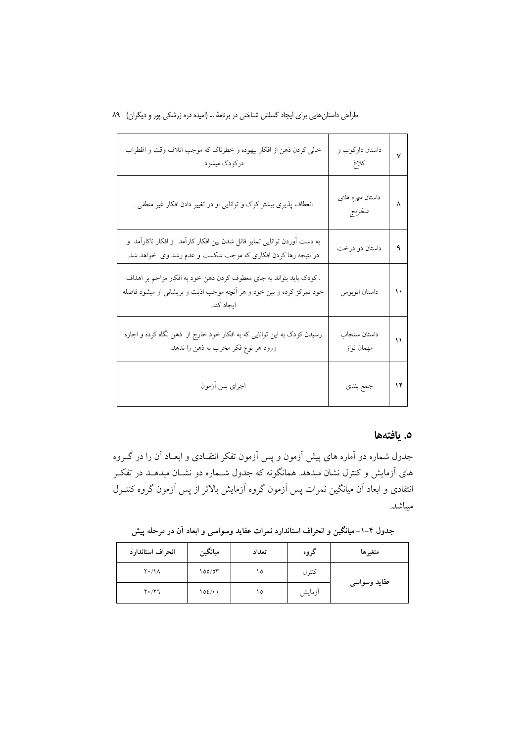| | | |
|---|---|---|
| ۷ | داستان دارکوب و کلاغ | خالی کردن ذهن از افکار بیهوده و خطرناک که موجب اتلاف وقت و اظطراب درکودک میشود. |
| ۸ | داستان *مهره های شطرنج* | انعطاف پذیری بیشتر کوک و توانایی او در تغییر دادن افکار غیر منطقی . |
| **۹** | داستان دو درخت | به دست آوردن توانایی تمایز قائل شدن بین افکار کارآمد از افکار ناکارآمد و در نتیجه رها کردن افکاری که موجب شکست و عدم رشد وی خواهد شد. |
| ۱۰ | داستان اتوبوس | . کودک باید بتواند به جای معطوف کردن ذهن خود به افکار مزاحم بر اهداف خود تمرکز کرده و بین خود و هر آنچه موجب اذیت و پریشانی او میشود فاصله ایجاد کند. |
| ۱۱ | داستان سنجاب مهمان نواز | رسیدن کودک به این توانایی که به افکار خود خارج از ذهن نگاه کرده و اجازه ورود هر نوع فکر مخرب به ذهن را ندهد. |
| ۱۲ | جمع بندی | اجرای پس آزمون |

## ۵. یافته‌ها

جدول شماره دو آماره های پیش آزمون و پس آزمون تفکر انتقادی و ابعاد آن را در گروه های آزمایش و کنترل نشان میدهد. همانگونه که جدول شماره دو نشان میدهد در تفکر انتقادی و ابعاد آن میانگین نمرات پس آزمون گروه آزمایش بالاتر از پس آزمون گروه کنترل میباشد.

**جدول ۴-۱- میانگین و انحراف استاندارد نمرات عقاید وسواسی و ابعاد آن در مرحله پیش**

| متغیرها | گروه | تعداد | میانگین | انحراف استاندارد |
|---|---|---|---|---|
| **عقاید وسواسی** | کنترل | ۱۵ | ۱۵۵/۵۳ | ۲۰/۱۸ |
| | آزمایش | ۱۵ | ۱۵۴/۰۰ | ۲۰/۲۶ |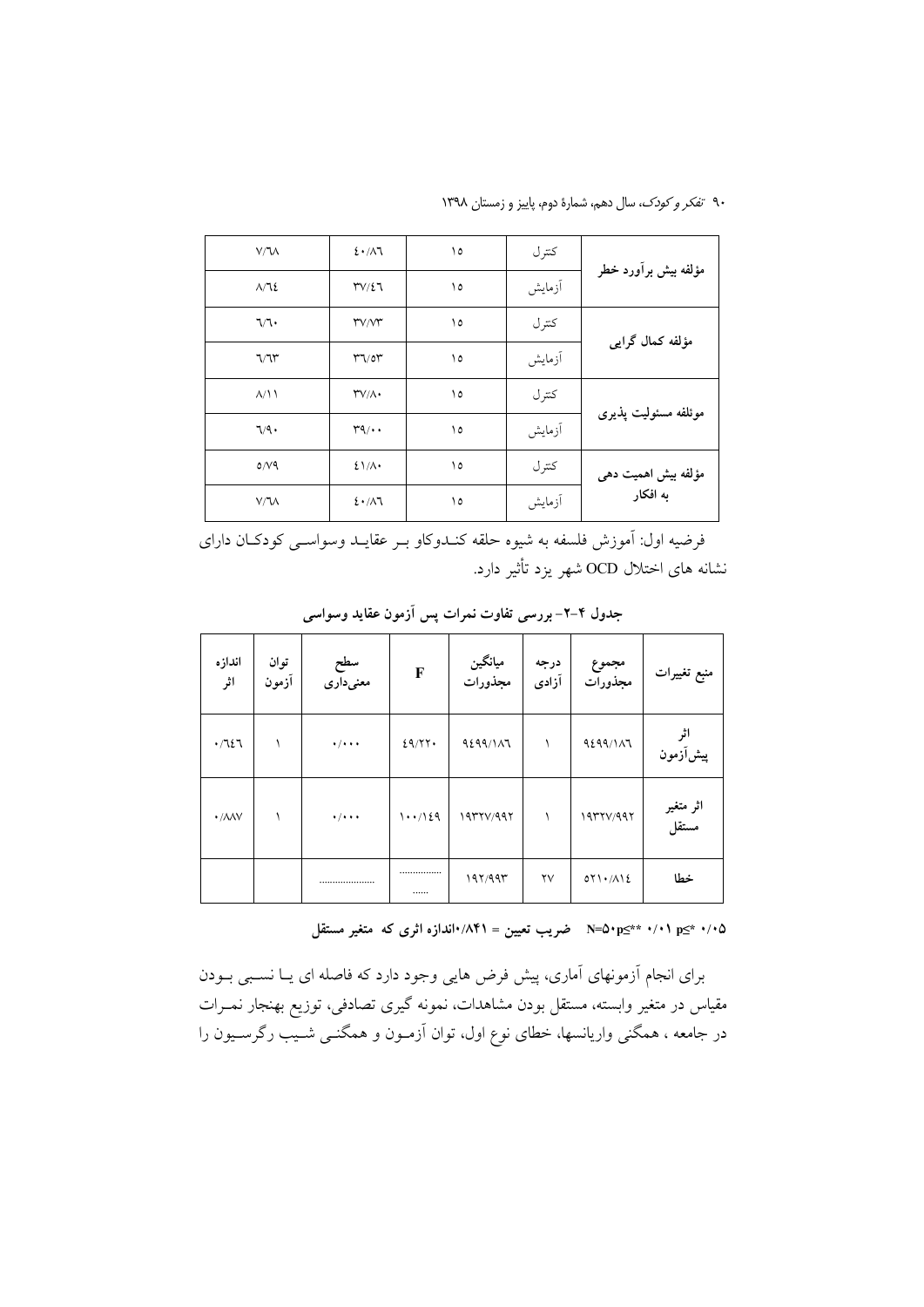| مؤلفه | گروه | تعداد | میانگین | انحراف معیار |
|---|---|---|---|---|
| مؤلفه بیش برآورد خطر | کنترل | ۱۵ | ۴۰/۸۶ | ۷/۶۸ |
| | آزمایش | ۱۵ | ۳۷/۴۶ | ۸/۶۴ |
| مؤلفه کمال گرایی | کنترل | ۱۵ | ۳۷/۷۳ | ۶/۶۰ |
| | آزمایش | ۱۵ | ۳۶/۵۳ | ۶/۶۳ |
| موئلفه مسئولیت پذیری | کنترل | ۱۵ | ۳۷/۸۰ | ۸/۱۱ |
| | آزمایش | ۱۵ | ۳۹/۰۰ | ۶/۹۰ |
| مؤلفه بیش اهمیت دهی به افکار | کنترل | ۱۵ | ۴۱/۸۰ | ۵/۷۹ |
| | آزمایش | ۱۵ | ۴۰/۸۶ | ۷/۶۸ |

فرضیه اول: آموزش فلسفه به شیوه حلقه کندوکاو بر عقاید وسواسی کودکان دارای نشانه های اختلال OCD شهر یزد تأثیر دارد.

**جدول ۴-۲- بررسی تفاوت نمرات پس آزمون عقاید وسواسی**

| منبع تغییرات | مجموع مجذورات | درجه آزادی | میانگین مجذورات | F | سطح معنی‌داری | توان آزمون | اندازه اثر |
|---|---|---|---|---|---|---|---|
| اثر پیش‌آزمون | ۹۴۹۹/۱۸۶ | ۱ | ۹۴۹۹/۱۸۶ | ۴۹/۲۲۰ | ۰/۰۰۰ | ۱ | ۰/۶۴۶ |
| اثر متغیر مستقل | ۱۹۳۲۷/۹۹۲ | ۱ | ۱۹۳۲۷/۹۹۲ | ۱۰۰/۱۴۹ | ۰/۰۰۰ | ۱ | ۰/۸۸۷ |
| خطا | ۵۲۱۰/۸۱۴ | ۲۷ | ۱۹۲/۹۹۳ | ................ ...... | .................... | | |

**۰/۰۵ ≥p\* ۰/۰۱ ≥p\*\* N=۵۰ ضریب تعیین = ۰/۸۴۱ اندازه اثری که متغیر مستقل**

برای انجام آزمونهای آماری، پیش فرض هایی وجود دارد که فاصله ای یا نسبی بودن مقیاس در متغیر وابسته، مستقل بودن مشاهدات، نمونه گیری تصادفی، توزیع بهنجار نمرات در جامعه ، همگنی واریانسها، خطای نوع اول، توان آزمون و همگنی شیب رگرسیون را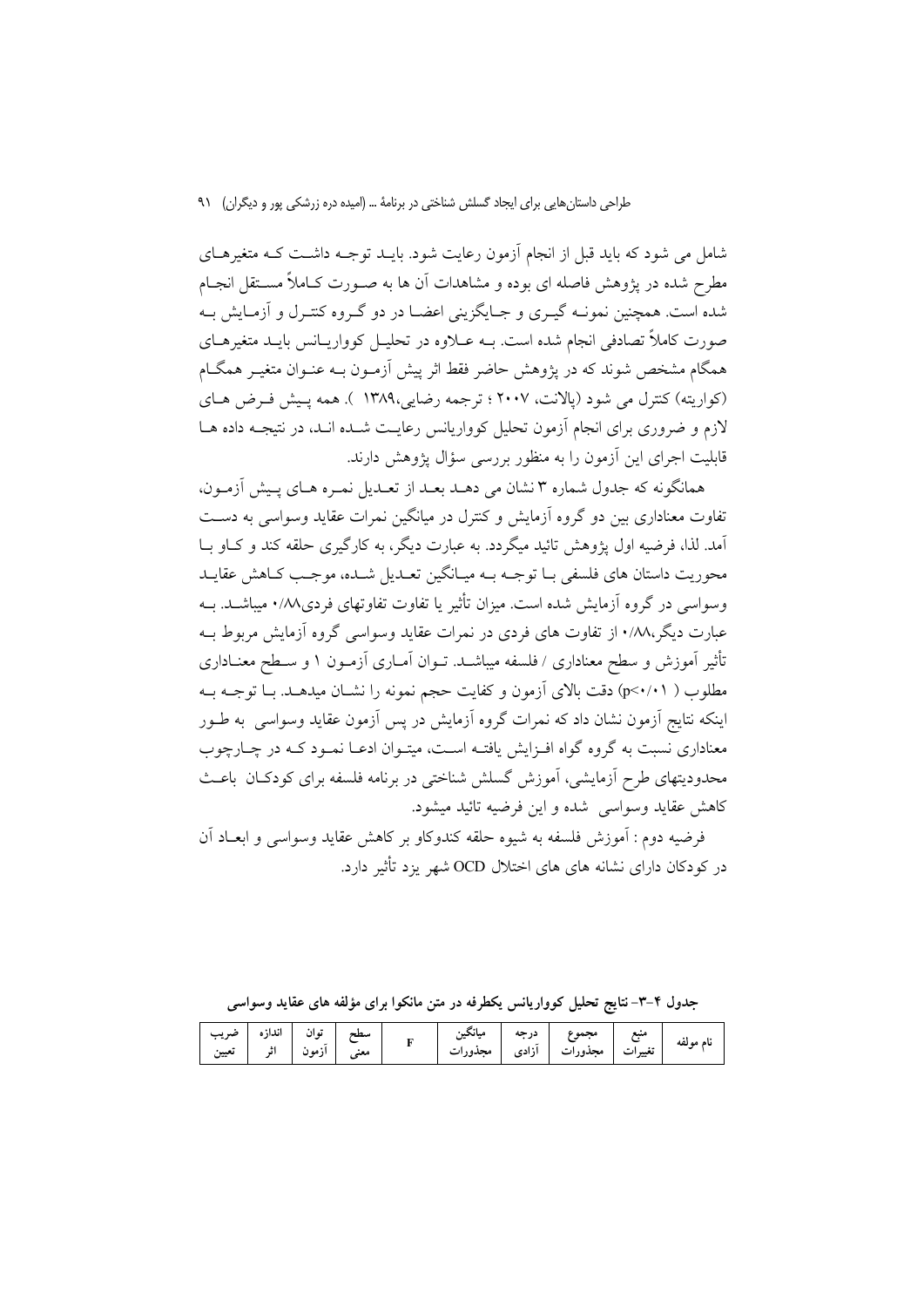شامل می شود که باید قبل از انجام آزمون رعایت شود. بایـد توجـه داشـت کـه متغیرهـای مطرح شده در پژوهش فاصله ای بوده و مشاهدات آن ها به صـورت کـاملاً مسـتقل انجـام شده است. همچنین نمونـه گیـری و جـایگزینی اعضـا در دو گـروه کنتـرل و آزمـایش بـه صورت کاملاً تصادفی انجام شده است. بـه عـلاوه در تحلیـل کوواریـانس بایـد متغیرهـای همگام مشخص شوند که در پژوهش حاضر فقط اثر پیش آزمـون بـه عنـوان متغیـر همگـام (کواریته) کنترل می شود (پالانت، ۲۰۰۷ ؛ ترجمه رضایی،۱۳۸۹ ). همه پـیش فـرض هـای لازم و ضروری برای انجام آزمون تحلیل کوواریانس رعایـت شـده انـد، در نتیجـه داده هـا قابلیت اجرای این آزمون را به منظور بررسی سؤال پژوهش دارند.

همانگونه که جدول شماره ۳ نشان می دهـد بعـد از تعـدیل نمـره هـای پـیش آزمـون، تفاوت معناداری بین دو گروه آزمایش و کنترل در میانگین نمرات عقاید وسواسی به دسـت آمد. لذا، فرضیه اول پژوهش تائید میگردد. به عبارت دیگر، به کارگیری حلقه کند و کـاو بـا محوریت داستان های فلسفی بـا توجـه بـه میـانگین تعـدیل شـده، موجـب کـاهش عقایـد وسواسی در گروه آزمایش شده است. میزان تأثیر یا تفاوت تفاوتهای فردی۰/۸۸ میباشـد. بـه عبارت دیگر،۰/۸۸ از تفاوت های فردی در نمرات عقاید وسواسی گروه آزمایش مربوط بـه تأثیر آموزش و سطح معناداری / فلسفه میباشـد. تـوان آمـاری آزمـون ۱ و سـطح معنـاداری مطلوب ( p<۰/۰۱) دقت بالای آزمون و کفایت حجم نمونه را نشـان میدهـد. بـا توجـه بـه اینکه نتایج آزمون نشان داد که نمرات گروه آزمایش در پس آزمون عقاید وسواسی به طـور معناداری نسبت به گروه گواه افـزایش یافتـه اسـت، میتـوان ادعـا نمـود کـه در چـارچوب محدودیتهای طرح آزمایشی، آموزش گسلش شناختی در برنامه فلسفه برای کودکـان باعـث کاهش عقاید وسواسی شده و این فرضیه تائید میشود.

فرضیه دوم : آموزش فلسفه به شیوه حلقه کندوکاو بر کاهش عقاید وسواسی و ابعـاد آن در کودکان دارای نشانه های های اختلال OCD شهر یزد تأثیر دارد.

**جدول ۴-۳- نتایج تحلیل کوواریانس یکطرفه در متن مانکوا برای مؤلفه های عقاید وسواسی**

| نام مولفه | منبع تغییرات | مجموع مجذورات | درجه آزادی | میانگین مجذورات | F | سطح معنی | توان آزمون | اندازه اثر | ضریب تعیین |
|---|---|---|---|---|---|---|---|---|---|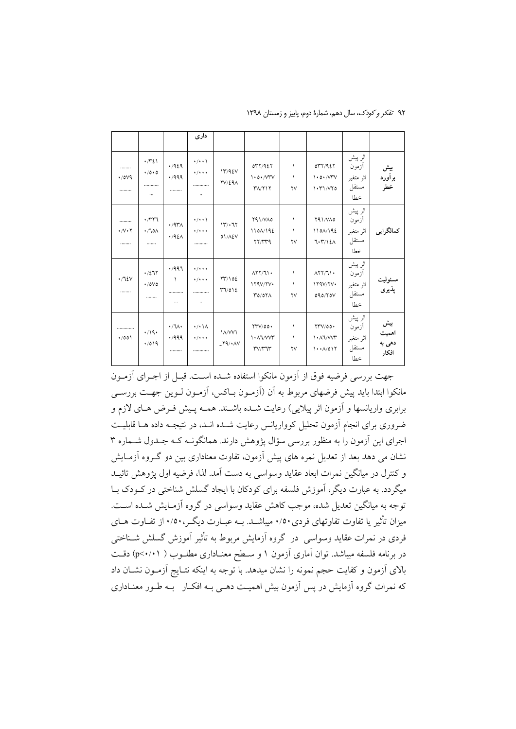| | | | | | | داری | | | |
|---|---|---|---|---|---|---|---|---|---|
| بیش برآورد خطر | اثر پیش آزمون<br>اثر متغیر مستقل<br>خطا | ۵۳۲/۹۴۲<br>۱۰۵۰/۷۳۷<br>۱۰۳۱/۷۲۵ | ۱<br>۱<br>۲۷ | ۵۳۲/۹۴۲<br>۱۰۵۰/۷۳۷<br>۳۸/۲۱۲ | ۱۳/۹۴۷<br>۲۷/۴۹۸ | ۰/۰۰۱<br>۰/۰۰۰<br>.........<br>.. | ۰/۹۴۹<br>۰/۹۹۹<br>........ | ۰/۳۴۱<br>۰/۵۰۵<br>.........<br>... | ........<br>۰/۵۷۹<br>......... |
| کمالگرایی | اثر پیش آزمون<br>اثر متغیر مستقل<br>خطا | ۲۹۱/۷۸۵<br>۱۱۵۸/۱۹۴<br>۶۰۳/۱۴۸ | ۱<br>۱<br>۲۷ | ۲۹۱/۷۸۵<br>۱۱۵۸/۱۹۴<br>۲۲/۳۳۹ | ۱۳/۰۶۲<br>۵۱/۸۴۷ | ۰/۰۰۱<br>۰/۰۰۰<br>......... | ۰/۹۳۸<br>۰/۹۴۸ | ۰/۳۲۶<br>۰/۶۵۸<br>....... | ........<br>۰/۷۰۲<br>........ |
| مسئولیت پذیری | اثر پیش آزمون<br>اثر متغیر مستقل<br>خطا | ۸۲۲/۶۱۰<br>۱۲۹۷/۲۷۰<br>۵۹۵/۲۵۷ | ۱<br>۱<br>۲۷ | ۸۲۲/۶۱۰<br>۱۲۹۷/۲۷۰<br>۳۵/۵۲۸ | ۲۳/۱۵۴<br>۳۶/۵۱۴ | ۰/۰۰۰<br>۰/۰۰۰<br>.........<br>.. | ۰/۹۹۶<br>۱<br>.........<br>... | ۰/۴۶۲<br>۰/۵۷۵<br>....... | ۰/۶۴۷<br>....... |
| بیش اهمیت دهی به افکار | اثر پیش آزمون<br>اثر متغیر مستقل<br>خطا | ۲۳۷/۵۵۰<br>۱۰۸۶/۷۷۳<br>۱۰۰۸/۵۱۲ | ۱<br>۱<br>۲۷ | ۲۳۷/۵۵۰<br>۱۰۸۶/۷۷۳<br>۳۷/۳۶۳ | ۱۸/۷۷۱<br>...۲۹/۰۸۷ | ۰/۰۱۸<br>۰/۰۰۰<br>.......... | ۰/۶۸۰<br>۰/۹۹۹<br>........ | ۰/۱۹۰<br>۰/۵۱۹ | ............<br>۰/۵۵۱ |

جهت بررسی فرضیه فوق از آزمون مانکوا استفاده شـده اسـت. قبـل از اجـرای آزمـون مانکوا ابتدا باید پیش فرضهای مربوط به آن (آزمـون بـاکس، آزمـون لـوین جهـت بررسـی برابری واریانسها و آزمون اثر پیلایی) رعایت شـده باشـند. همـه پـیش فـرض هـای لازم و ضروری برای انجام آزمون تحلیل کوواریانس رعایت شـده انـد، در نتیجـه داده هـا قابلیـت اجرای این آزمون را به منظور بررسی سؤال پژوهش دارند. همانگونـه کـه جـدول شـماره ۳ نشان می دهد بعد از تعدیل نمره های پیش آزمون، تفاوت معناداری بین دو گـروه آزمـایش و کنترل در میانگین نمرات ابعاد عقاید وسواسی به دست آمد. لذا، فرضیه اول پژوهش تائیـد میگردد. به عبارت دیگر، آموزش فلسفه برای کودکان با ایجاد گسلش شناختی در کـودک بـا توجه به میانگین تعدیل شده، موجب کاهش عقاید وسواسی در گروه آزمـایش شـده اسـت. میزان تأثیر یا تفاوت تفاوتهای فردی۰/۵۰ میباشـد. بـه عبـارت دیگـر،۰/۵۰ از تفـاوت هـای فردی در نمرات عقاید وسواسی در گروه آزمایش مربوط به تأثیر آموزش گسلش شـناختی در برنامه فلسفه میباشد. توان آماری آزمون ۱ و سـطح معنـاداری مطلـوب ( p<۰/۰۱) دقـت بالای آزمون و کفایت حجم نمونه را نشان میدهد. با توجه به اینکه نتـایج آزمـون نشـان داد که نمرات گروه آزمایش در پس آزمون بیش اهمیـت دهـی بـه افکـار بـه طـور معنـاداری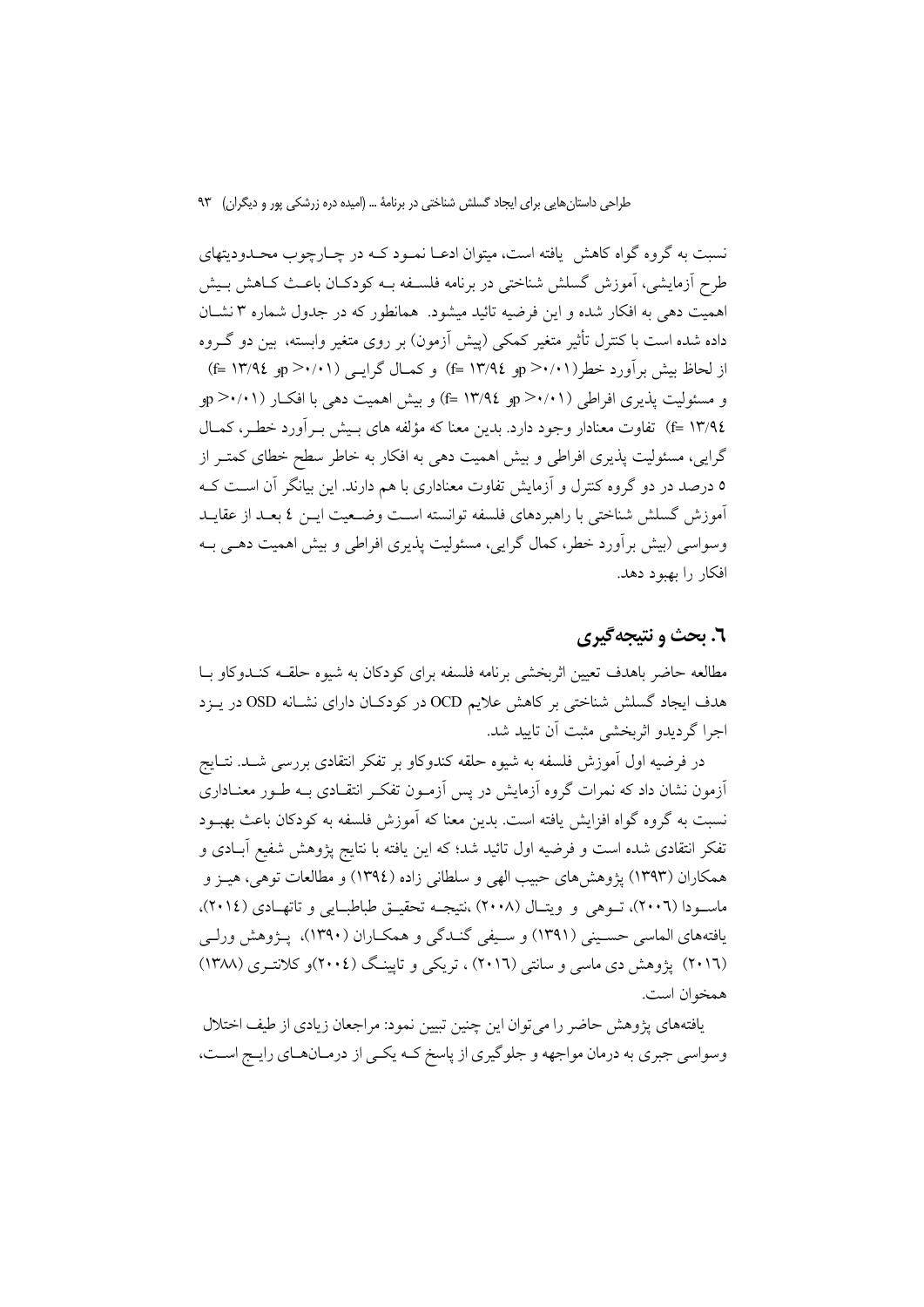نسبت به گروه گواه کاهش یافته است، میتوان ادعا نمود که در چارچوب محدودیتهای طرح آزمایشی، آموزش گسلش شناختی در برنامه فلسفه به کودکان باعث کاهش بیش اهمیت دهی به افکار شده و این فرضیه تائید میشود. همانطور که در جدول شماره ۳ نشان داده شده است با کنترل تأثیر متغیر کمکی (پیش آزمون) بر روی متغیر وابسته، بین دو گروه از لحاظ بیش برآورد خطر($p<0/01$ و $f=13/94$) و کمال گرایی ($p<0/01$ و $f=13/94$) و مسئولیت پذیری افراطی ($p<0/01$ و $f=13/94$) و بیش اهمیت دهی با افکار ($p<0/01$ و $f=13/94$) تفاوت معنادار وجود دارد. بدین معنا که مؤلفه های بیش برآورد خطر، کمال گرایی، مسئولیت پذیری افراطی و بیش اهمیت دهی به افکار به خاطر سطح خطای کمتر از ۵ درصد در دو گروه کنترل و آزمایش تفاوت معناداری با هم دارند. این بیانگر آن است که آموزش گسلش شناختی با راهبردهای فلسفه توانسته است وضعیت این ٤ بعد از عقاید وسواسی (بیش برآورد خطر، کمال گرایی، مسئولیت پذیری افراطی و بیش اهمیت دهی به افکار را بهبود دهد.

## ٦. بحث و نتیجه‌گیری

مطالعه حاضر باهدف تعیین اثربخشی برنامه فلسفه برای کودکان به شیوه حلقه کندوکاو با هدف ایجاد گسلش شناختی بر کاهش علایم OCD در کودکان دارای نشانه OSD در یزد اجرا گردیدو اثربخشی مثبت آن تایید شد.

در فرضیه اول آموزش فلسفه به شیوه حلقه کندوکاو بر تفکر انتقادی بررسی شد. نتایج آزمون نشان داد که نمرات گروه آزمایش در پس آزمون تفکر انتقادی به طور معناداری نسبت به گروه گواه افزایش یافته است. بدین معنا که آموزش فلسفه به کودکان باعث بهبود تفکر انتقادی شده است و فرضیه اول تائید شد؛ که این یافته با نتایج پژوهش شفیع آبادی و همکاران (١٣٩٣) پژوهش‌های حبیب الهی و سلطانی زاده (١٣٩٤) و مطالعات توهی، هیز و ماسودا (٢٠٠٦)، توهی و ویتال (٢٠٠٨) ،نتیجه تحقیق طباطبایی و تاتهادی (٢٠١٤)، یافتههای الماسی حسینی (١٣٩١) و سیفی گندگی و همکاران (١٣٩٠)، پژوهش ورلی (٢٠١٦) پژوهش دی ماسی و سانتی (٢٠١٦) ، تریکی و تاپینگ (٢٠٠٤)و کلانتری (١٣٨٨) همخوان است.

یافتههای پژوهش حاضر را می‌توان این چنین تبیین نمود: مراجعان زیادی از طیف اختلال وسواسی جبری به درمان مواجهه و جلوگیری از پاسخ که یکی از درمان‌های رایج است،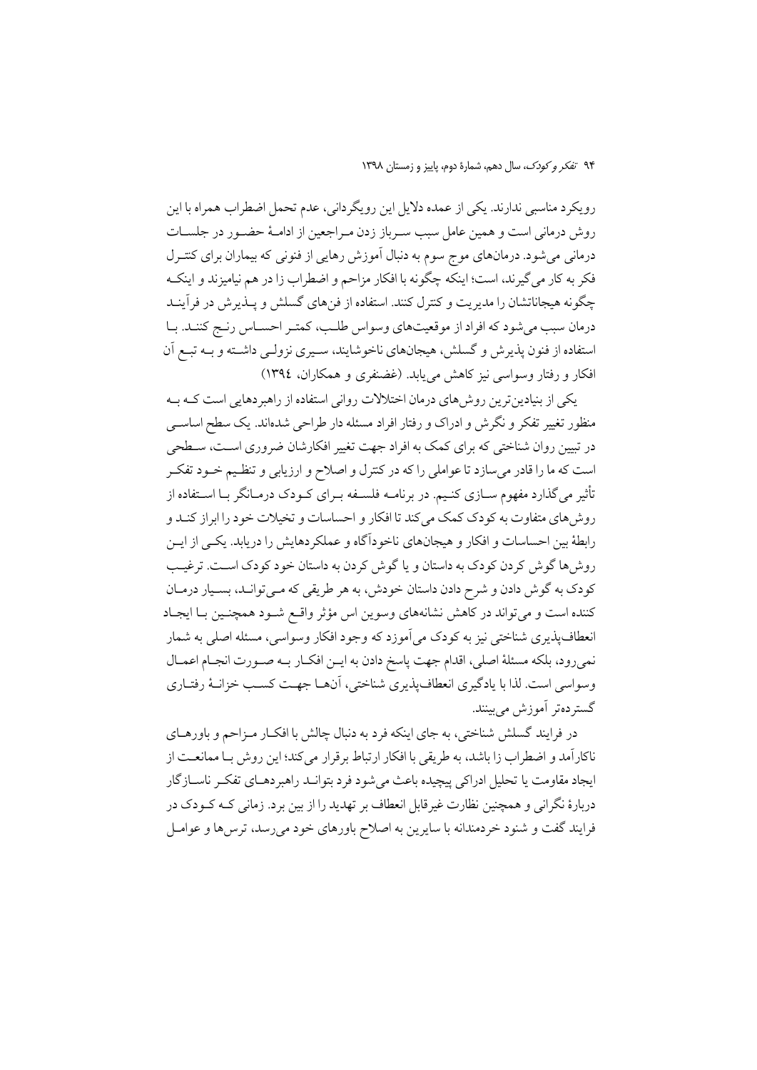رویکرد مناسبی ندارند. یکی از عمده دلایل این رویگردانی، عدم تحمل اضطراب همراه با این روش درمانی است و همین عامل سبب سرباز زدن مراجعین از ادامهٔ حضور در جلسات درمانی می‌شود. درمان‌های موج سوم به دنبال آموزش رهایی از فنونی که بیماران برای کنترل فکر به کار می‌گیرند، است؛ اینکه چگونه با افکار مزاحم و اضطراب زا در هم نیامیزند و اینکه چگونه هیجاناتشان را مدیریت و کنترل کنند. استفاده از فن‌های گسلش و پذیرش در فرآیند درمان سبب می‌شود که افراد از موقعیت‌های وسواس طلب، کمتر احساس رنج کنند. با استفاده از فنون پذیرش و گسلش، هیجان‌های ناخوشایند، سیری نزولی داشته و به تبع آن افکار و رفتار وسواسی نیز کاهش می‌یابد. (غضنفری و همکاران، ١٣٩٤)

یکی از بنیادین‌ترین روش‌های درمان اختلالات روانی استفاده از راهبردهایی است که به منظور تغییر تفکر و نگرش و ادراک و رفتار افراد مسئله دار طراحی شده‌اند. یک سطح اساسی در تبیین روان شناختی که برای کمک به افراد جهت تغییر افکارشان ضروری است، سطحی است که ما را قادر می‌سازد تا عواملی را که در کنترل و اصلاح و ارزیابی و تنظیم خود تفکر تأثیر می‌گذارد مفهوم سازی کنیم. در برنامه فلسفه برای کودک درمانگر با استفاده از روش‌های متفاوت به کودک کمک می‌کند تا افکار و احساسات و تخیلات خود را ابراز کند و رابطهٔ بین احساسات و افکار و هیجان‌های ناخودآگاه و عملکردهایش را دریابد. یکی از این روش‌ها گوش کردن کودک به داستان و یا گوش کردن به داستان خود کودک است. ترغیب کودک به گوش دادن و شرح دادن داستان خودش، به هر طریقی که می‌تواند، بسیار درمان کننده است و می‌تواند در کاهش نشانه‌های وسوین اس مؤثر واقع شود همچنین با ایجاد انعطاف‌پذیری شناختی نیز به کودک می‌آموزد که وجود افکار وسواسی، مسئله اصلی به شمار نمی‌رود، بلکه مسئلهٔ اصلی، اقدام جهت پاسخ دادن به این افکار به صورت انجام اعمال وسواسی است. لذا با یادگیری انعطاف‌پذیری شناختی، آن‌ها جهت کسب خزانهٔ رفتاری گسترده‌تر آموزش می‌بینند.

در فرایند گسلش شناختی، به جای اینکه فرد به دنبال چالش با افکار مزاحم و باورهای ناکارآمد و اضطراب زا باشد، به طریقی با افکار ارتباط برقرار می‌کند؛ این روش با ممانعت از ایجاد مقاومت یا تحلیل ادراکی پیچیده باعث می‌شود فرد بتواند راهبردهای تفکر ناسازگار دربارهٔ نگرانی و همچنین نظارت غیرقابل انعطاف بر تهدید را از بین برد. زمانی که کودک در فرایند گفت و شنود خردمندانه با سایرین به اصلاح باورهای خود می‌رسد، ترس‌ها و عوامل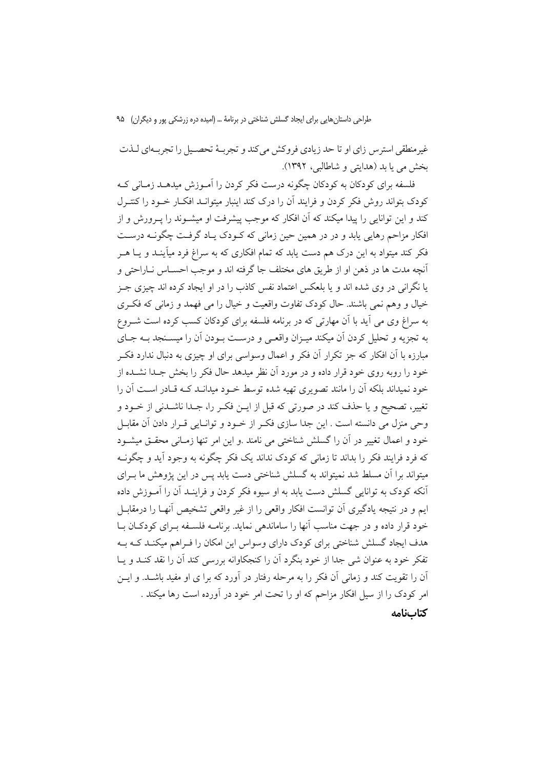غیرمنطقی استرس زای او تا حد زیادی فروکش می‌کند و تجربهٔ تحصیل را تجربه‌ای لـذت بخش می یا بد (هدایتی و شاطالبی، ۱۳۹۲).

فلسفه برای کودکان چگونه درست فکر کردن را آمـوزش میدهـد زمـانی کـه کودک بتواند روش فکر کردن و فرایند آن را درک کند اینبار میتوانـد افکـار خـود را کنتـرل کند و این توانایی را پیدا میکند که آن افکار که موجب پیشرفت او میشـوند را پـرورش و از افکار مزاحم رهایی یابد و در در همین حین زمانی که کـودک یـاد گرفـت چگونـه درسـت فکر کند میتواد به این درک هم دست یابد که تمام افکاری که به سراغ فرد میآینـد و یـا هـر آنچه مدت ها در ذهن او از طریق های مختلف جا گرفته اند و موجب احسـاس نـاراحتی و یا نگرانی در وی شده اند و یا بلعکس اعتماد نفس کاذب را در او ایجاد کرده اند چیزی جـز خیال و وهم نمی باشند. حال کودک تفاوت واقعیت و خیال را می فهمد و زمانی که فکـری به سراغ وی می آید با آن مهارتی که در برنامه فلسفه برای کودکان کسب کرده است شـروع به تجزیه و تحلیل کردن آن میکند میـزان واقعـی و درسـت بـودن آن را میسـنجد بـه جـای مبارزه با آن افکار که جز تکرار آن فکر و اعمال وسواسی برای او چیزی به دنبال ندارد فکـر خود را روبه روی خود قرار داده و در مورد آن نظر میدهد حال فکر را بخش جـدا نشـده از خود نمیداند بلکه آن را مانند تصویری تهیه شده توسط خـود میدانـد کـه قـادر اسـت آن را تغییر، تصحیح و یا حذف کند در صورتی که قبل از ایـن فکـر را، جـدا ناشـدنی از خـود و وحی منزل می دانسته است . این جدا سازی فکـر از خـود و توانـایی قـرار دادن آن مقابـل خود و اعمال تغییر در آن را گسلش شناختی می نامند .و این امر تنها زمـانی محقـق میشـود که فرد فرایند فکر را بداند تا زمانی که کودک نداند یک فکر چگونه به وجود آید و چگونـه میتواند برا آن مسلط شد نمیتواند به گسلش شناختی دست یابد پس در این پژوهش ما بـرای آنکه کودک به توانایی گسلش دست یابد به او سیوه فکر کردن و فراینـد آن را آمـوزش داده ایم و در نتیجه یادگیری آن توانست افکار واقعی را از غیر واقعی تشخیص آنهـا را درمقابـل خود قرار داده و در جهت مناسب آنها را ساماندهی نماید. برنامـه فلسـفه بـرای کودکـان بـا هدف ایجاد گسلش شناختی برای کودک دارای وسواس این امکان را فـراهم میکنـد کـه بـه تفکر خود به عنوان شی جدا از خود بنگرد آن را کنجکاوانه بررسی کند آن را نقد کنـد و یـا آن را تقویت کند و زمانی آن فکر را به مرحله رفتار در آورد که برا ی او مفید باشـد. و ایـن امر کودک را از سیل افکار مزاحم که او را تحت امر خود در آورده است رها میکند .

## کتاب‌نامه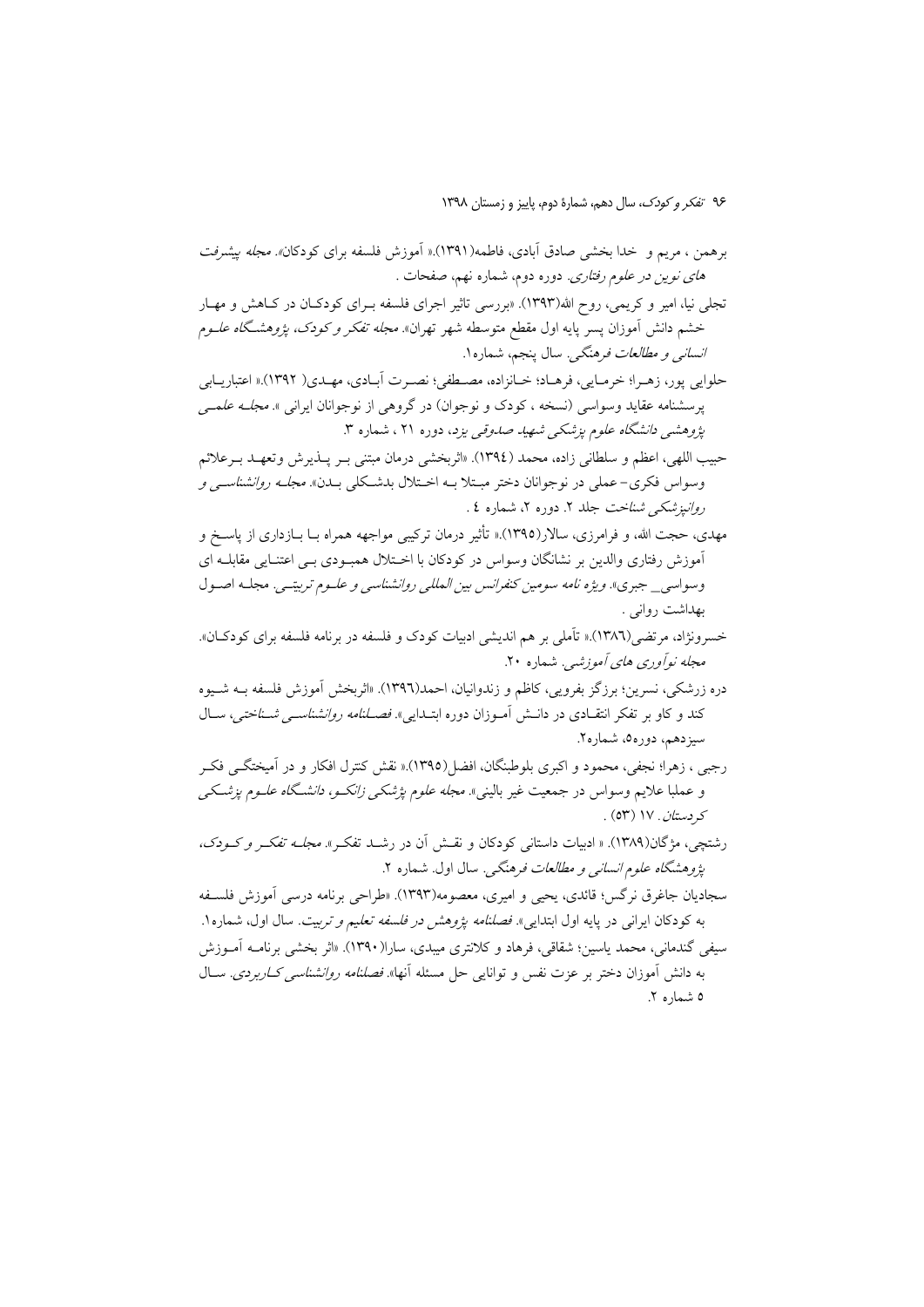برهمن ، مریم و خدا بخشی صادق آبادی، فاطمه(۱۳۹۱).« آموزش فلسفه برای کودکان». *مجله پیشرفت های نوین در علوم رفتاری.* دوره دوم، شماره نهم، صفحات .

تجلی نیا، امیر و کریمی، روح الله(۱۳۹۳). «بررسی تاثیر اجرای فلسفه بـرای کودکـان در کـاهش و مهـار خشم دانش آموزان پسر پایه اول مقطع متوسطه شهر تهران». *مجله تفکر و کودک، پژوهشـگاه علـوم انسانی و مطالعات فرهنگی.* سال پنجم، شماره۱.

حلوایی پور، زهـرا؛ خرمـایی، فرهـاد؛ خـانزاده، مصـطفی؛ نصـرت آبـادی، مهـدی( ۱۳۹۲).« اعتباریـابی پرسشنامه عقاید وسواسی (نسخه ، کودک و نوجوان) در گروهی از نوجوانان ایرانی ». *مجلـه علمـی پژوهشی دانشگاه علوم پزشکی شهید صدوقی یزد*، دوره ۲۱ ، شماره ۳.

حبیب اللهی، اعظم و سلطانی زاده، محمد (۱۳۹٤). «اثربخشی درمان مبتنی بـر پـذیرش وتعهـد بـرعلائم وسواس فکری– عملی در نوجوانان دختر مبـتلا بـه اخـتلال بدشـکلی بـدن». *مجلـه روانشناسـی و روانپزشکی شناخت* جلد ۲. دوره ۲، شماره ٤ .

مهدی، حجت الله، و فرامرزی، سالار(۱۳۹۵).« تأثیر درمان ترکیبی مواجهه همراه بـا بـازداری از پاسـخ و آموزش رفتاری والدین بر نشانگان وسواس در کودکان با اخـتلال همبـودی بـی اعتنـایی مقابلـه ای وسواسی\_ جبری». *ویژه نامه سومین کنفرانس بین المللی روانشناسی و علـوم تربیتـی.* مجلـه اصـول بهداشت روانی .

خسرونژاد، مرتضی(۱۳۸٦).« تأملی بر هم اندیشی ادبیات کودک و فلسفه در برنامه فلسفه برای کودکـان». *مجله نوآوری های آموزشی.* شماره ۲۰.

دره زرشکی، نسرین؛ برزگر بفرویی، کاظم و زندوانیان، احمد(۱۳۹٦). «اثربخش آموزش فلسفه بـه شـیوه کند و کاو بر تفکر انتقـادی در دانـش آمـوزان دوره ابتـدایی». *فصـلنامه روانشناسـی شـناختی*، سـال سیزدهم، دوره۵، شماره۲.

رجبی ، زهرا؛ نجفی، محمود و اکبری بلوطبنگان، افضل(۱۳۹۵).« نقش کنترل افکار و در آمیختگـی فکـر و عملبا علایم وسواس در جمعیت غیر بالینی». *مجله علوم پزشکی زانکـو، دانشـگاه علـوم پزشـکی کردستان.* ۱۷ (۵۳) .

رشتچی، مژگان(۱۳۸۹). « ادبیات داستانی کودکان و نقـش آن در رشـد تفکـر». *مجلـه تفکـر و کـودک، پژوهشگاه علوم انسانی و مطالعات فرهنگی.* سال اول. شماره ۲.

سجادیان جاغرق نرگس؛ قائدی، یحیی و امیری، معصومه(۱۳۹۳). «طراحی برنامه درسی آموزش فلسـفه به کودکان ایرانی در پایه اول ابتدایی». *فصلنامه پژوهش در فلسفه تعلیم و تربیت.* سال اول، شماره۱.

سیفی گندمانی، محمد یاسین؛ شقاقی، فرهاد و کلانتری میبدی، سارا(۱۳۹۰). «اثر بخشی برنامـه آمـوزش به دانش آموزان دختر بر عزت نفس و توانایی حل مسئله آنها». *فصلنامه روانشناسی کـاربردی.* سـال ۵ شماره ۲.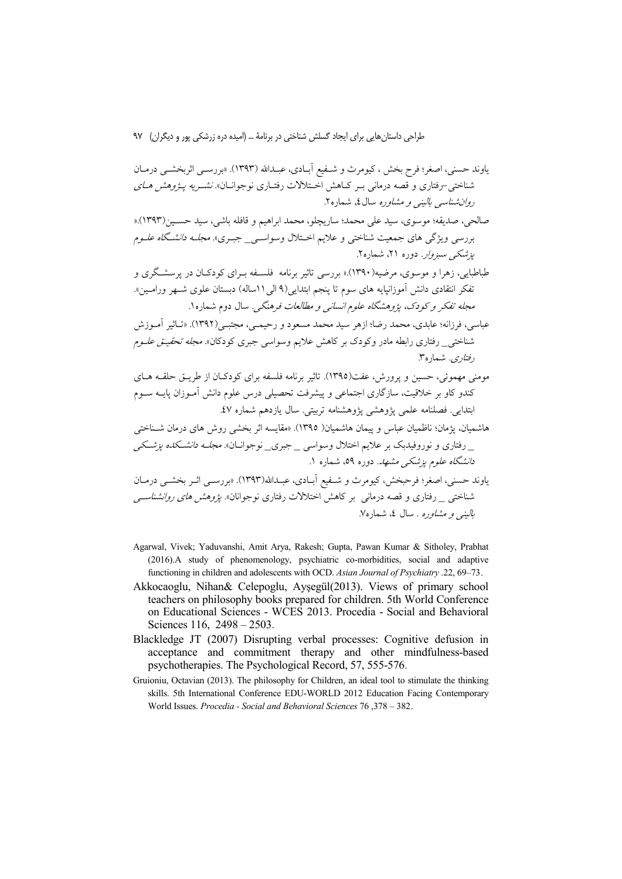یاوند حسنی، اصغر؛ فرح بخش ، کیومرث و شـفیع آبـادی، عبـدالله (۱۳۹۳). «بررسـی اثربخشـی درمـان شناختی-رفتاری و قصه درمانی بـر کـاهش اخـتلالات رفتـاری نوجوانـان». *نشـریه پـژوهش هـای روانشناسی بالینی و مشاوره* سال٤، شماره٢.

صالحی، صدیقه؛ موسوی، سید علی محمد؛ ساریچلو، محمد ابراهیم و قافله باشی، سید حسـین(۱۳۹۳).« بررسی ویژگی های جمعیت شناختی و علایم اخـتلال وسواسـی_ جبـری». *مجلـه دانشـگاه علـوم پزشکی سبزوار*. دوره ۲۱، شماره۲.

طباطبایی، زهرا و موسوی، مرضیه(۱۳۹۰).« بررسی تاثیر برنامه فلسـفه بـرای کودکـان در پرسشـگری و تفکر انتقادی دانش آموزانپایه های سوم تا پنجم ابتدایی(۹ الی ۱۱ساله) دبستان علوی شـهر ورامـین». *مجله تفکر و کودک، پژوهشگاه علوم انسانی و مطالعات فرهنگی*. سال دوم شماره۱.

عباسی، فرزانه؛ عابدی، محمد رضا؛ ازهر سید محمد مسعود و رحیمـی، مجتبـی(۱۳۹۲). «تـاثیر آمـوزش شناختی_ رفتاری رابطه مادر وکودک بر کاهش علایم وسواسی جبری کودکان». *مجله تحقیق علـوم رفتاری*. شماره۳.

مومنی مهموئی، حسین و پرورش، عفت(۱۳۹۵). تاثیر برنامه فلسفه برای کودکـان از طریـق حلقـه هـای کندو کاو بر خلاقیت، سازگاری اجتماعی و پیشرفت تحصیلی درس علوم دانش آمـوزان پایـه سـوم ابتدایی. فصلنامه علمی پژوهشی پژوهشنامه تربیتی. سال یازدهم شماره ٤٧.

هاشمیان، پژمان؛ ناظمیان عباس و پیمان هاشمیان( ۱۳۹۵). «مقایسه اثر بخشی روش های درمان شـناختی _ رفتاری و نوروفیدبک بر علایم اختلال وسواسی _ جبری_ نوجوانـان». *مجلـه دانشـکده پزشـکی دانشگاه علوم پزشکی مشهد*. دوره ۵۹، شماره ۱.

یاوند حسنی، اصغر؛ فرحبخش، کیومرث و شـفیع آبـادی، عبـدالله(۱۳۹۳). «بررسـی اثـر بخشـی درمـان شناختی _ رفتاری و قصه درمانی بر کاهش اختلالات رفتاری نوجوانان». *پژوهش های روانشناسـی بالینی و مشاوره* . سال ٤، شماره٧.

Agarwal, Vivek; Yaduvanshi, Amit Arya, Rakesh; Gupta, Pawan Kumar & Sitholey, Prabhat (2016).A study of phenomenology, psychiatric co-morbidities, social and adaptive functioning in children and adolescents with OCD. *Asian Journal of Psychiatry* .22, 69–73.

Akkocaoglu, Nihan& Celepoglu, Ayşegül(2013). Views of primary school teachers on philosophy books prepared for children. 5th World Conference on Educational Sciences - WCES 2013. Procedia - Social and Behavioral Sciences 116, 2498 – 2503.

Blackledge JT (2007) Disrupting verbal processes: Cognitive defusion in acceptance and commitment therapy and other mindfulness-based psychotherapies. The Psychological Record, 57, 555-576.

Gruioniu, Octavian (2013). The philosophy for Children, an ideal tool to stimulate the thinking skills. 5th International Conference EDU-WORLD 2012 Education Facing Contemporary World Issues. *Procedia - Social and Behavioral Sciences* 76 ,378 – 382.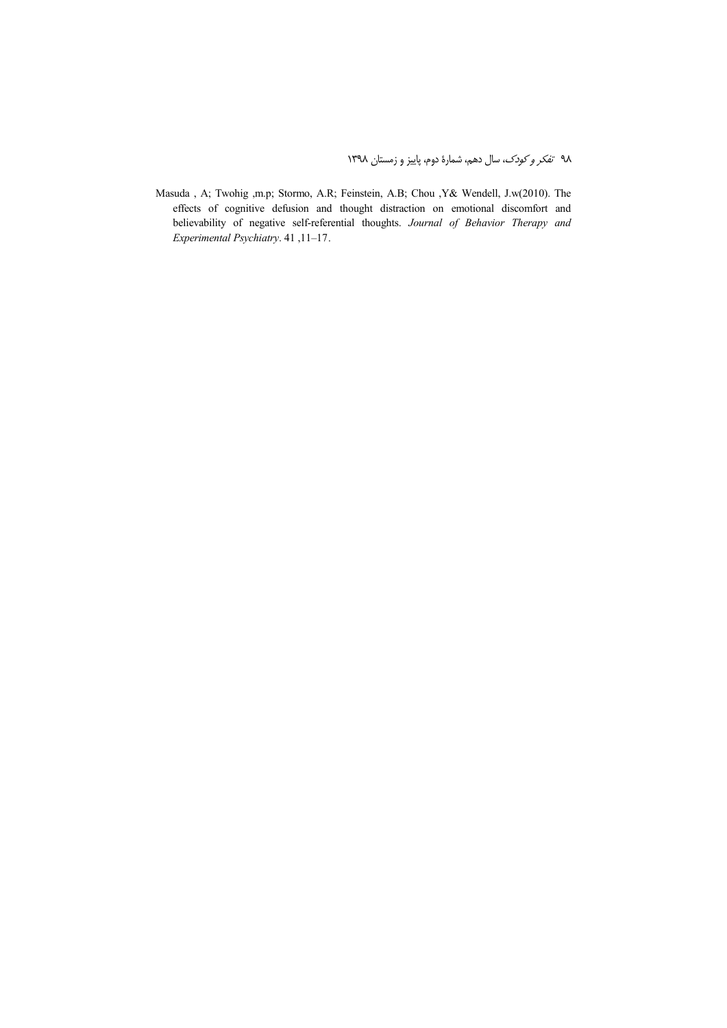Masuda , A; Twohig ,m.p; Stormo, A.R; Feinstein, A.B; Chou ,Y& Wendell, J.w(2010). The effects of cognitive defusion and thought distraction on emotional discomfort and believability of negative self-referential thoughts. *Journal of Behavior Therapy and Experimental Psychiatry*. 41 ,11–17.